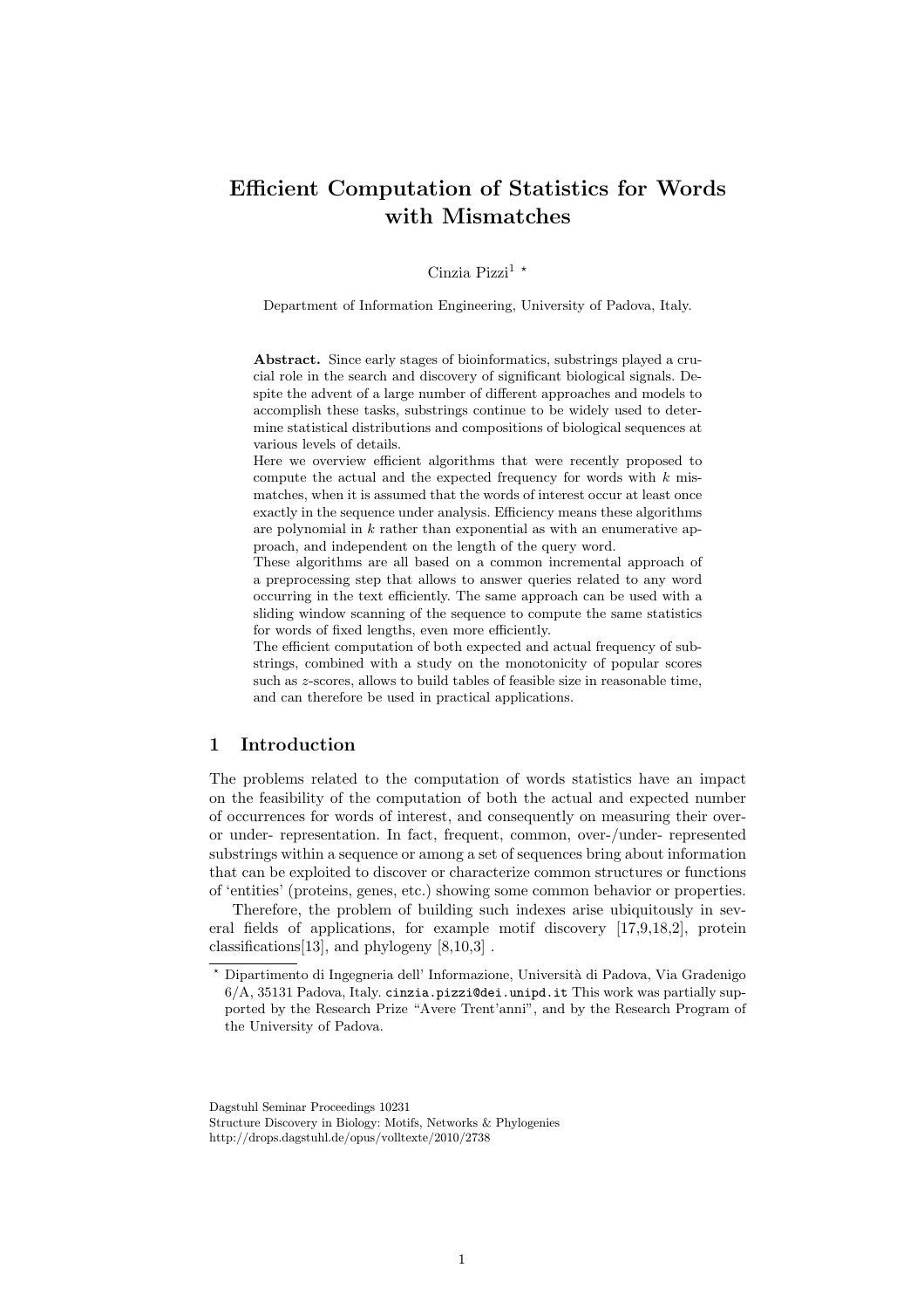# Efficient Computation of Statistics for Words with Mismatches

Cinzia Pizzi[1] *

Department of Information Engineering, University of Padova, Italy.

**Abstract.** Since early stages of bioinformatics, substrings played a crucial role in the search and discovery of significant biological signals. Despite the advent of a large number of different approaches and models to accomplish these tasks, substrings continue to be widely used to determine statistical distributions and compositions of biological sequences at various levels of details.

Here we overview efficient algorithms that were recently proposed to compute the actual and the expected frequency for words with $k$ mismatches, when it is assumed that the words of interest occur at least once exactly in the sequence under analysis. Efficiency means these algorithms are polynomial in $k$ rather than exponential as with an enumerative approach, and independent on the length of the query word.

These algorithms are all based on a common incremental approach of a preprocessing step that allows to answer queries related to any word occurring in the text efficiently. The same approach can be used with a sliding window scanning of the sequence to compute the same statistics for words of fixed lengths, even more efficiently.

The efficient computation of both expected and actual frequency of substrings, combined with a study on the monotonicity of popular scores such as $z$-scores, allows to build tables of feasible size in reasonable time, and can therefore be used in practical applications.

## 1 Introduction

The problems related to the computation of words statistics have an impact on the feasibility of the computation of both the actual and expected number of occurrences for words of interest, and consequently on measuring their over- or under- representation. In fact, frequent, common, over-/under- represented substrings within a sequence or among a set of sequences bring about information that can be exploited to discover or characterize common structures or functions of 'entities' (proteins, genes, etc.) showing some common behavior or properties.

Therefore, the problem of building such indexes arise ubiquitously in several fields of applications, for example motif discovery [17,9,18,2], protein classifications[13], and phylogeny [8,10,3] .

* Dipartimento di Ingegneria dell' Informazione, Università di Padova, Via Gradenigo 6/A, 35131 Padova, Italy. cinzia.pizzi@dei.unipd.it This work was partially supported by the Research Prize "Avere Trent'anni", and by the Research Program of the University of Padova.

Dagstuhl Seminar Proceedings 10231
Structure Discovery in Biology: Motifs, Networks & Phylogenies
http://drops.dagstuhl.de/opus/volltexte/2010/2738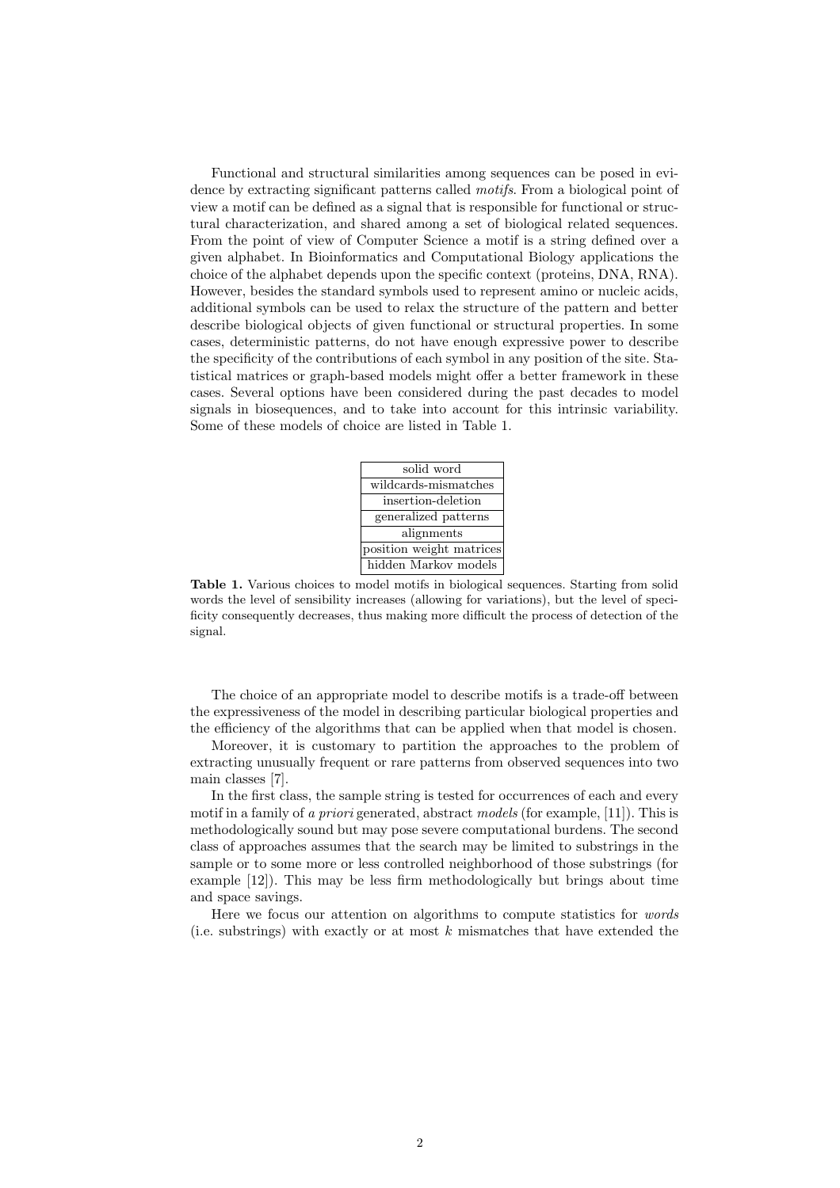Functional and structural similarities among sequences can be posed in evidence by extracting significant patterns called *motifs*. From a biological point of view a motif can be defined as a signal that is responsible for functional or structural characterization, and shared among a set of biological related sequences. From the point of view of Computer Science a motif is a string defined over a given alphabet. In Bioinformatics and Computational Biology applications the choice of the alphabet depends upon the specific context (proteins, DNA, RNA). However, besides the standard symbols used to represent amino or nucleic acids, additional symbols can be used to relax the structure of the pattern and better describe biological objects of given functional or structural properties. In some cases, deterministic patterns, do not have enough expressive power to describe the specificity of the contributions of each symbol in any position of the site. Statistical matrices or graph-based models might offer a better framework in these cases. Several options have been considered during the past decades to model signals in biosequences, and to take into account for this intrinsic variability. Some of these models of choice are listed in Table 1.

| solid word |
| --- |
| wildcards-mismatches |
| insertion-deletion |
| generalized patterns |
| alignments |
| position weight matrices |
| hidden Markov models |

**Table 1.** Various choices to model motifs in biological sequences. Starting from solid words the level of sensibility increases (allowing for variations), but the level of specificity consequently decreases, thus making more difficult the process of detection of the signal.

The choice of an appropriate model to describe motifs is a trade-off between the expressiveness of the model in describing particular biological properties and the efficiency of the algorithms that can be applied when that model is chosen.

Moreover, it is customary to partition the approaches to the problem of extracting unusually frequent or rare patterns from observed sequences into two main classes [7].

In the first class, the sample string is tested for occurrences of each and every motif in a family of *a priori* generated, abstract *models* (for example, [11]). This is methodologically sound but may pose severe computational burdens. The second class of approaches assumes that the search may be limited to substrings in the sample or to some more or less controlled neighborhood of those substrings (for example [12]). This may be less firm methodologically but brings about time and space savings.

Here we focus our attention on algorithms to compute statistics for *words* (i.e. substrings) with exactly or at most $k$ mismatches that have extended the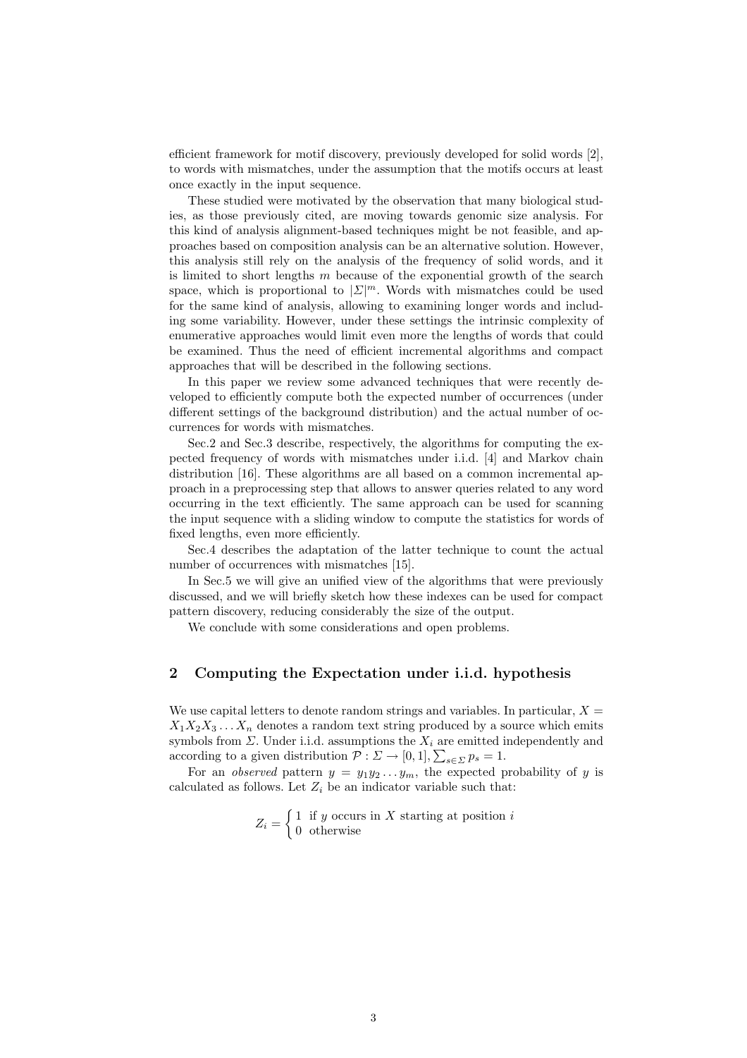efficient framework for motif discovery, previously developed for solid words [2], to words with mismatches, under the assumption that the motifs occurs at least once exactly in the input sequence.

These studied were motivated by the observation that many biological studies, as those previously cited, are moving towards genomic size analysis. For this kind of analysis alignment-based techniques might be not feasible, and approaches based on composition analysis can be an alternative solution. However, this analysis still rely on the analysis of the frequency of solid words, and it is limited to short lengths $m$ because of the exponential growth of the search space, which is proportional to $|\Sigma|^m$. Words with mismatches could be used for the same kind of analysis, allowing to examining longer words and including some variability. However, under these settings the intrinsic complexity of enumerative approaches would limit even more the lengths of words that could be examined. Thus the need of efficient incremental algorithms and compact approaches that will be described in the following sections.

In this paper we review some advanced techniques that were recently developed to efficiently compute both the expected number of occurrences (under different settings of the background distribution) and the actual number of occurrences for words with mismatches.

Sec.2 and Sec.3 describe, respectively, the algorithms for computing the expected frequency of words with mismatches under i.i.d. [4] and Markov chain distribution [16]. These algorithms are all based on a common incremental approach in a preprocessing step that allows to answer queries related to any word occurring in the text efficiently. The same approach can be used for scanning the input sequence with a sliding window to compute the statistics for words of fixed lengths, even more efficiently.

Sec.4 describes the adaptation of the latter technique to count the actual number of occurrences with mismatches [15].

In Sec.5 we will give an unified view of the algorithms that were previously discussed, and we will briefly sketch how these indexes can be used for compact pattern discovery, reducing considerably the size of the output.

We conclude with some considerations and open problems.

## 2 Computing the Expectation under i.i.d. hypothesis

We use capital letters to denote random strings and variables. In particular, $X = X_1X_2X_3\dots X_n$ denotes a random text string produced by a source which emits symbols from $\Sigma$. Under i.i.d. assumptions the $X_i$ are emitted independently and according to a given distribution $\mathcal{P} : \Sigma \rightarrow [0, 1], \sum_{s\in\Sigma} p_s = 1$.

For an *observed* pattern $y = y_1y_2\dots y_m$, the expected probability of $y$ is calculated as follows. Let $Z_i$ be an indicator variable such that:

$$Z_i = \begin{cases} 1 & \text{if } y \text{ occurs in } X \text{ starting at position } i \\ 0 & \text{otherwise} \end{cases}$$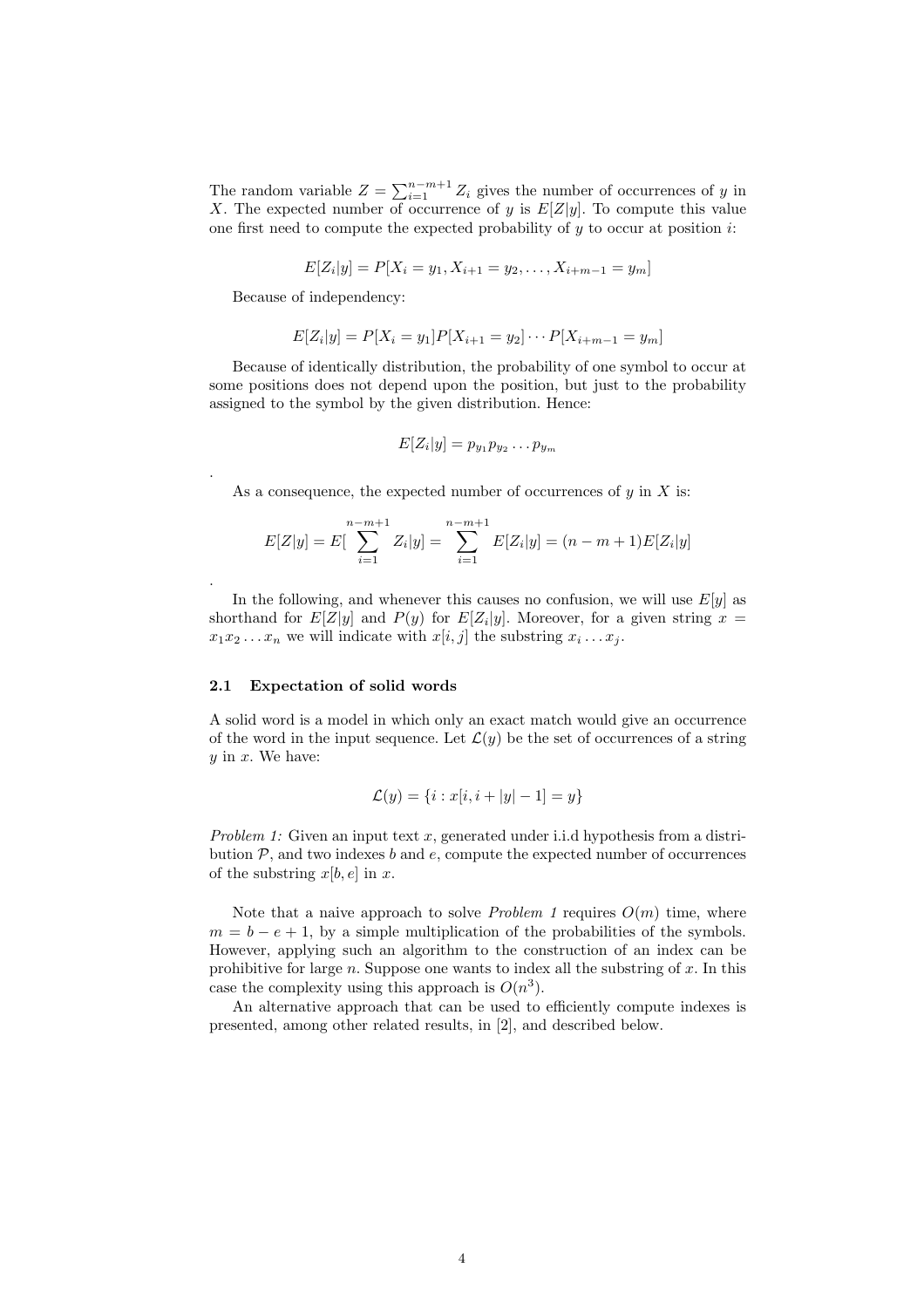The random variable $Z = \sum_{i=1}^{n-m+1} Z_i$ gives the number of occurrences of $y$ in $X$. The expected number of occurrence of $y$ is $E[Z|y]$. To compute this value one first need to compute the expected probability of $y$ to occur at position $i$:

$$E[Z_i|y] = P[X_i = y_1, X_{i+1} = y_2, \ldots, X_{i+m-1} = y_m]$$

Because of independency:

$$E[Z_i|y] = P[X_i = y_1]P[X_{i+1} = y_2] \cdots P[X_{i+m-1} = y_m]$$

Because of identically distribution, the probability of one symbol to occur at some positions does not depend upon the position, but just to the probability assigned to the symbol by the given distribution. Hence:

$$E[Z_i|y] = p_{y_1} p_{y_2} \ldots p_{y_m}$$

.

As a consequence, the expected number of occurrences of $y$ in $X$ is:

$$E[Z|y] = E[\sum_{i=1}^{n-m+1} Z_i|y] = \sum_{i=1}^{n-m+1} E[Z_i|y] = (n-m+1)E[Z_i|y]$$

.

In the following, and whenever this causes no confusion, we will use $E[y]$ as shorthand for $E[Z|y]$ and $P(y)$ for $E[Z_i|y]$. Moreover, for a given string $x = x_1 x_2 \ldots x_n$ we will indicate with $x[i, j]$ the substring $x_i \ldots x_j$.

### 2.1 Expectation of solid words

A solid word is a model in which only an exact match would give an occurrence of the word in the input sequence. Let $\mathcal{L}(y)$ be the set of occurrences of a string $y$ in $x$. We have:

$$\mathcal{L}(y) = \{i : x[i, i + |y| - 1] = y\}$$

*Problem 1:* Given an input text $x$, generated under i.i.d hypothesis from a distribution $\mathcal{P}$, and two indexes $b$ and $e$, compute the expected number of occurrences of the substring $x[b, e]$ in $x$.

Note that a naive approach to solve *Problem 1* requires $O(m)$ time, where $m = b - e + 1$, by a simple multiplication of the probabilities of the symbols. However, applying such an algorithm to the construction of an index can be prohibitive for large $n$. Suppose one wants to index all the substring of $x$. In this case the complexity using this approach is $O(n^3)$.

An alternative approach that can be used to efficiently compute indexes is presented, among other related results, in [2], and described below.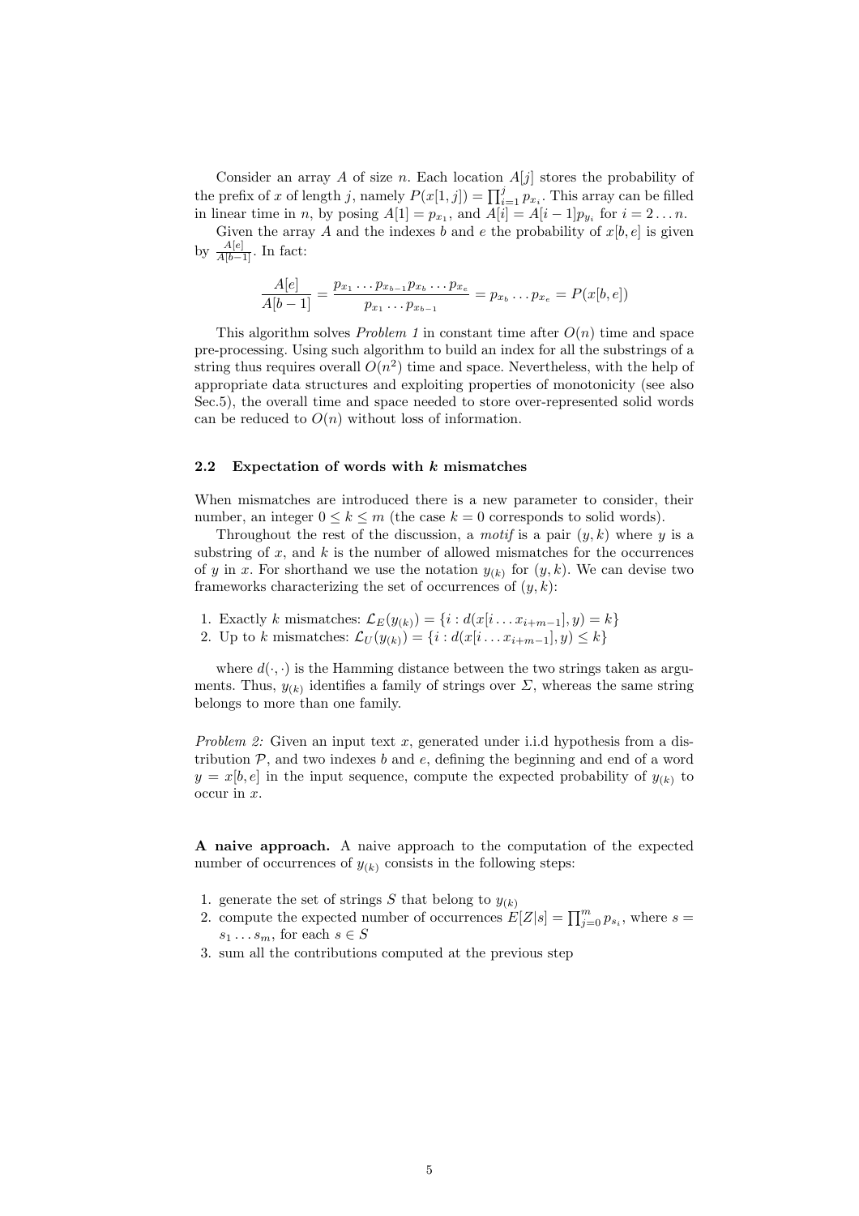Consider an array $A$ of size $n$. Each location $A[j]$ stores the probability of the prefix of $x$ of length $j$, namely $P(x[1,j]) = \prod_{i=1}^{j} p_{x_i}$. This array can be filled in linear time in $n$, by posing $A[1] = p_{x_1}$, and $A[i] = A[i-1]p_{y_i}$ for $i = 2 \dots n$.

Given the array $A$ and the indexes $b$ and $e$ the probability of $x[b,e]$ is given by $\frac{A[e]}{A[b-1]}$. In fact:

$$\frac{A[e]}{A[b-1]} = \frac{p_{x_1} \dots p_{x_{b-1}} p_{x_b} \dots p_{x_e}}{p_{x_1} \dots p_{x_{b-1}}} = p_{x_b} \dots p_{x_e} = P(x[b,e])$$

This algorithm solves *Problem 1* in constant time after $O(n)$ time and space pre-processing. Using such algorithm to build an index for all the substrings of a string thus requires overall $O(n^2)$ time and space. Nevertheless, with the help of appropriate data structures and exploiting properties of monotonicity (see also Sec.5), the overall time and space needed to store over-represented solid words can be reduced to $O(n)$ without loss of information.

### 2.2 Expectation of words with $k$ mismatches

When mismatches are introduced there is a new parameter to consider, their number, an integer $0 \leq k \leq m$ (the case $k = 0$ corresponds to solid words).

Throughout the rest of the discussion, a *motif* is a pair $(y, k)$ where $y$ is a substring of $x$, and $k$ is the number of allowed mismatches for the occurrences of $y$ in $x$. For shorthand we use the notation $y_{(k)}$ for $(y, k)$. We can devise two frameworks characterizing the set of occurrences of $(y, k)$:

1. Exactly $k$ mismatches: $\mathcal{L}_E(y_{(k)}) = \{i : d(x[i \dots x_{i+m-1}], y) = k\}$
2. Up to $k$ mismatches: $\mathcal{L}_U(y_{(k)}) = \{i : d(x[i \dots x_{i+m-1}], y) \leq k\}$

where $d(\cdot,\cdot)$ is the Hamming distance between the two strings taken as arguments. Thus, $y_{(k)}$ identifies a family of strings over $\Sigma$, whereas the same string belongs to more than one family.

*Problem 2:* Given an input text $x$, generated under i.i.d hypothesis from a distribution $\mathcal{P}$, and two indexes $b$ and $e$, defining the beginning and end of a word $y = x[b,e]$ in the input sequence, compute the expected probability of $y_{(k)}$ to occur in $x$.

**A naive approach.** A naive approach to the computation of the expected number of occurrences of $y_{(k)}$ consists in the following steps:

1. generate the set of strings $S$ that belong to $y_{(k)}$
2. compute the expected number of occurrences $E[Z|s] = \prod_{j=0}^{m} p_{s_i}$, where $s = s_1 \dots s_m$, for each $s \in S$
3. sum all the contributions computed at the previous step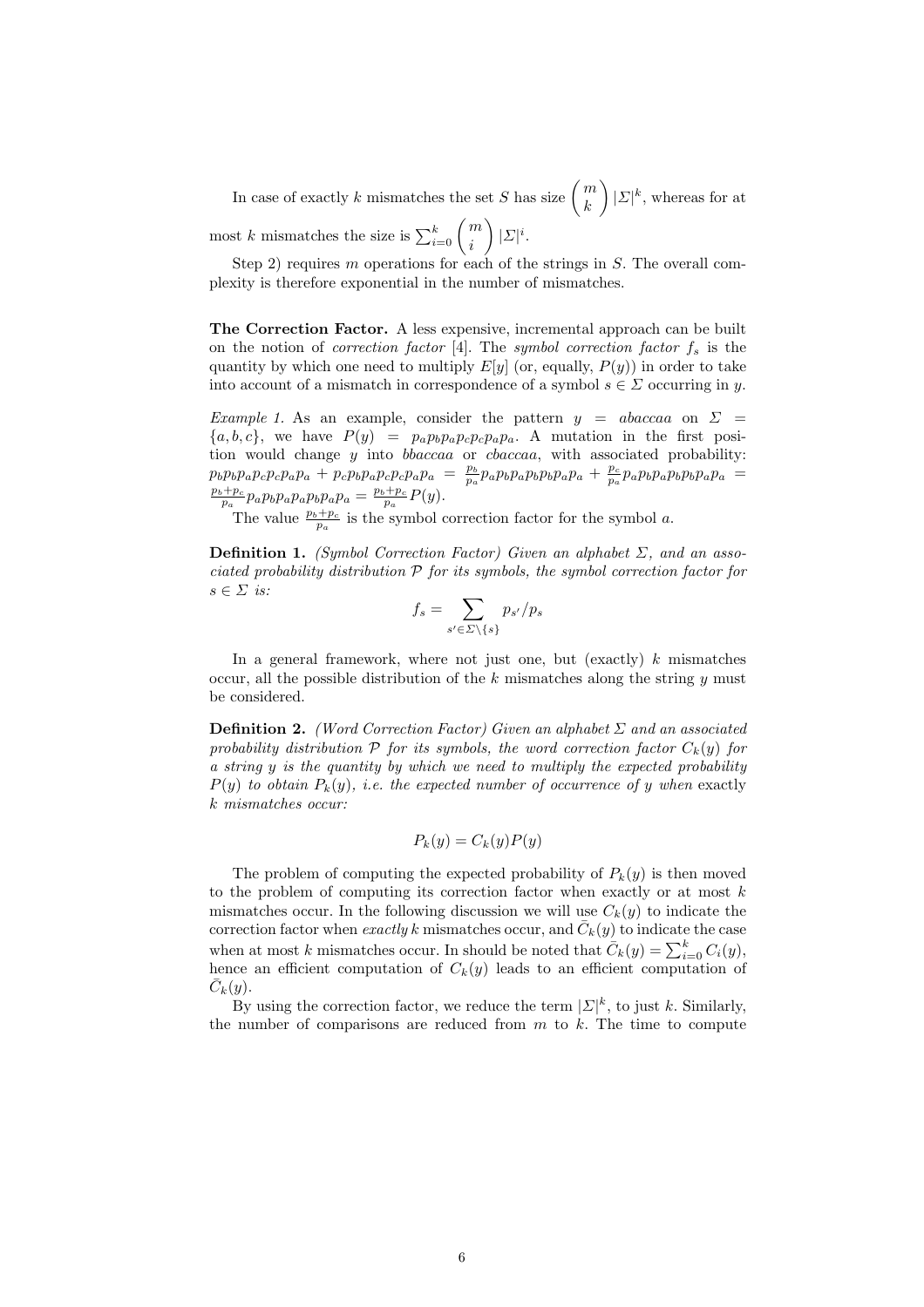In case of exactly $k$ mismatches the set $S$ has size $\binom{m}{k}|\Sigma|^k$, whereas for at most $k$ mismatches the size is $\sum_{i=0}^{k}\binom{m}{i}|\Sigma|^i$.

Step 2) requires $m$ operations for each of the strings in $S$. The overall complexity is therefore exponential in the number of mismatches.

**The Correction Factor.** A less expensive, incremental approach can be built on the notion of *correction factor* [4]. The *symbol correction factor* $f_s$ is the quantity by which one need to multiply $E[y]$ (or, equally, $P(y)$) in order to take into account of a mismatch in correspondence of a symbol $s \in \Sigma$ occurring in $y$.

*Example 1.* As an example, consider the pattern $y = abaccaa$ on $\Sigma = \{a,b,c\}$, we have $P(y) = p_a p_b p_a p_c p_c p_a p_a$. A mutation in the first position would change $y$ into $bbaccaa$ or $cbaccaa$, with associated probability: $p_b p_b p_a p_c p_c p_a p_a + p_c p_b p_a p_c p_c p_a p_a = \frac{p_b}{p_a} p_a p_b p_a p_b p_b p_a p_a + \frac{p_c}{p_a} p_a p_b p_a p_b p_b p_a p_a = \frac{p_b+p_c}{p_a} p_a p_b p_a p_a p_b p_a p_a = \frac{p_b+p_c}{p_a} P(y)$.

The value $\frac{p_b+p_c}{p_a}$ is the symbol correction factor for the symbol $a$.

**Definition 1.** *(Symbol Correction Factor) Given an alphabet $\Sigma$, and an associated probability distribution $\mathcal{P}$ for its symbols, the symbol correction factor for $s \in \Sigma$ is:*

$$f_s = \sum_{s' \in \Sigma \setminus \{s\}} p_{s'}/p_s$$

In a general framework, where not just one, but (exactly) $k$ mismatches occur, all the possible distribution of the $k$ mismatches along the string $y$ must be considered.

**Definition 2.** *(Word Correction Factor) Given an alphabet $\Sigma$ and an associated probability distribution $\mathcal{P}$ for its symbols, the word correction factor $C_k(y)$ for a string $y$ is the quantity by which we need to multiply the expected probability $P(y)$ to obtain $P_k(y)$, i.e. the expected number of occurrence of $y$ when* exactly *$k$ mismatches occur:*

$$P_k(y) = C_k(y)P(y)$$

The problem of computing the expected probability of $P_k(y)$ is then moved to the problem of computing its correction factor when exactly or at most $k$ mismatches occur. In the following discussion we will use $C_k(y)$ to indicate the correction factor when *exactly* $k$ mismatches occur, and $\bar{C}_k(y)$ to indicate the case when at most $k$ mismatches occur. In should be noted that $\bar{C}_k(y) = \sum_{i=0}^{k} C_i(y)$, hence an efficient computation of $C_k(y)$ leads to an efficient computation of $\bar{C}_k(y)$.

By using the correction factor, we reduce the term $|\Sigma|^k$, to just $k$. Similarly, the number of comparisons are reduced from $m$ to $k$. The time to compute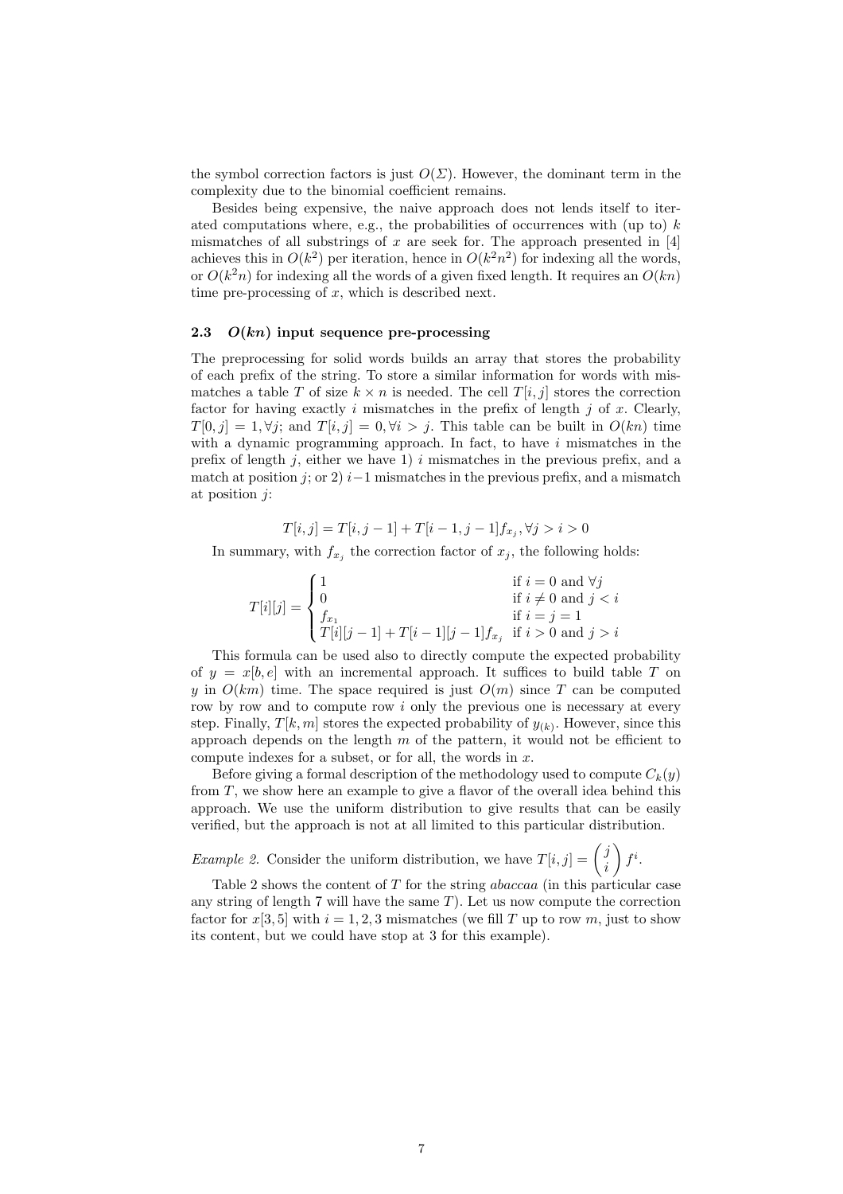the symbol correction factors is just $O(\Sigma)$. However, the dominant term in the complexity due to the binomial coefficient remains.

Besides being expensive, the naive approach does not lends itself to iterated computations where, e.g., the probabilities of occurrences with (up to) $k$ mismatches of all substrings of $x$ are seek for. The approach presented in [4] achieves this in $O(k^2)$ per iteration, hence in $O(k^2n^2)$ for indexing all the words, or $O(k^2n)$ for indexing all the words of a given fixed length. It requires an $O(kn)$ time pre-processing of $x$, which is described next.

### 2.3 $O(kn)$ input sequence pre-processing

The preprocessing for solid words builds an array that stores the probability of each prefix of the string. To store a similar information for words with mismatches a table $T$ of size $k \times n$ is needed. The cell $T[i, j]$ stores the correction factor for having exactly $i$ mismatches in the prefix of length $j$ of $x$. Clearly, $T[0, j] = 1, \forall j$; and $T[i, j] = 0, \forall i > j$. This table can be built in $O(kn)$ time with a dynamic programming approach. In fact, to have $i$ mismatches in the prefix of length $j$, either we have 1) $i$ mismatches in the previous prefix, and a match at position $j$; or 2) $i-1$ mismatches in the previous prefix, and a mismatch at position $j$:

$$T[i, j] = T[i, j-1] + T[i-1, j-1]f_{x_j}, \forall j > i > 0$$

In summary, with $f_{x_j}$ the correction factor of $x_j$, the following holds:

$$T[i][j] = \begin{cases} 1 & \text{if } i = 0 \text{ and } \forall j \\ 0 & \text{if } i \neq 0 \text{ and } j < i \\ f_{x_1} & \text{if } i = j = 1 \\ T[i][j-1] + T[i-1][j-1]f_{x_j} & \text{if } i > 0 \text{ and } j > i \end{cases}$$

This formula can be used also to directly compute the expected probability of $y = x[b, e]$ with an incremental approach. It suffices to build table $T$ on $y$ in $O(km)$ time. The space required is just $O(m)$ since $T$ can be computed row by row and to compute row $i$ only the previous one is necessary at every step. Finally, $T[k, m]$ stores the expected probability of $y_{(k)}$. However, since this approach depends on the length $m$ of the pattern, it would not be efficient to compute indexes for a subset, or for all, the words in $x$.

Before giving a formal description of the methodology used to compute $C_k(y)$ from $T$, we show here an example to give a flavor of the overall idea behind this approach. We use the uniform distribution to give results that can be easily verified, but the approach is not at all limited to this particular distribution.

*Example 2.* Consider the uniform distribution, we have $T[i, j] = \binom{j}{i} f^i$.

Table 2 shows the content of $T$ for the string *abaccaa* (in this particular case any string of length 7 will have the same $T$). Let us now compute the correction factor for $x[3, 5]$ with $i = 1, 2, 3$ mismatches (we fill $T$ up to row $m$, just to show its content, but we could have stop at 3 for this example).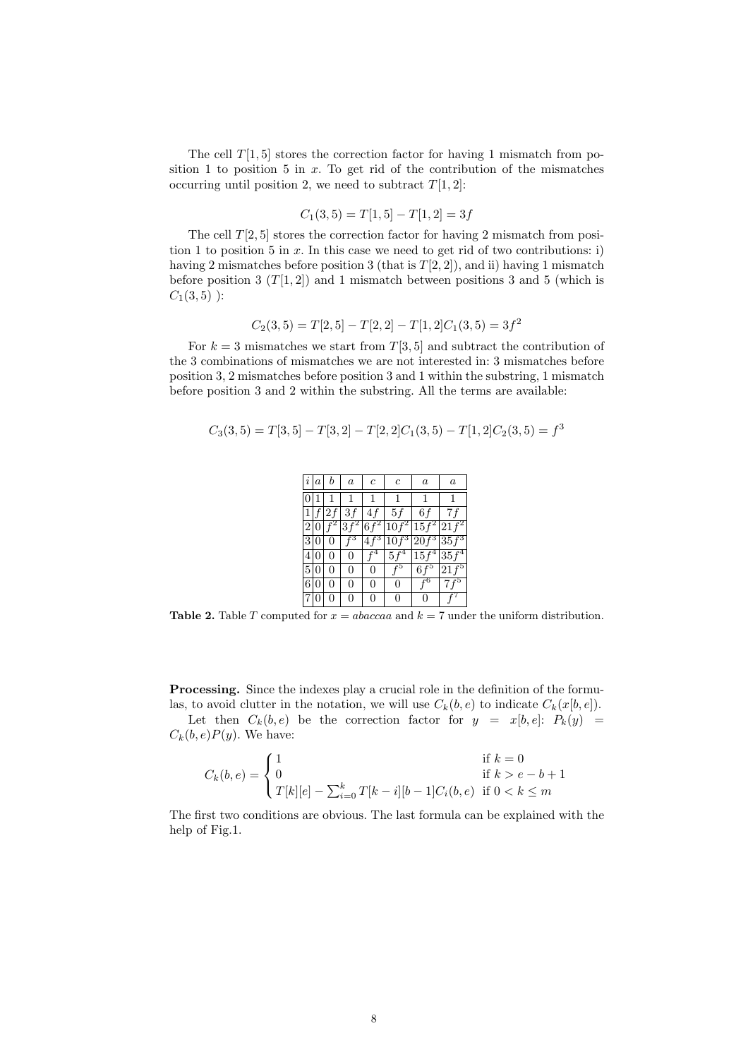The cell $T[1,5]$ stores the correction factor for having 1 mismatch from position 1 to position 5 in $x$. To get rid of the contribution of the mismatches occurring until position 2, we need to subtract $T[1,2]$:

$$C_1(3,5) = T[1,5] - T[1,2] = 3f$$

The cell $T[2,5]$ stores the correction factor for having 2 mismatch from position 1 to position 5 in $x$. In this case we need to get rid of two contributions: i) having 2 mismatches before position 3 (that is $T[2,2]$), and ii) having 1 mismatch before position 3 ($T[1,2]$) and 1 mismatch between positions 3 and 5 (which is $C_1(3,5)$ ):

$$C_2(3,5) = T[2,5] - T[2,2] - T[1,2]C_1(3,5) = 3f^2$$

For $k = 3$ mismatches we start from $T[3,5]$ and subtract the contribution of the 3 combinations of mismatches we are not interested in: 3 mismatches before position 3, 2 mismatches before position 3 and 1 within the substring, 1 mismatch before position 3 and 2 within the substring. All the terms are available:

$$C_3(3,5) = T[3,5] - T[3,2] - T[2,2]C_1(3,5) - T[1,2]C_2(3,5) = f^3$$

| $i$ | $a$ | $b$ | $a$ | $c$ | $c$ | $a$ | $a$ |
|---|---|---|---|---|---|---|---|
| 0 | 1 | 1 | 1 | 1 | 1 | 1 | 1 |
| 1 | $f$ | $2f$ | $3f$ | $4f$ | $5f$ | $6f$ | $7f$ |
| 2 | 0 | $f^2$ | $3f^2$ | $6f^2$ | $10f^2$ | $15f^2$ | $21f^2$ |
| 3 | 0 | 0 | $f^3$ | $4f^3$ | $10f^3$ | $20f^3$ | $35f^3$ |
| 4 | 0 | 0 | 0 | $f^4$ | $5f^4$ | $15f^4$ | $35f^4$ |
| 5 | 0 | 0 | 0 | 0 | $f^5$ | $6f^5$ | $21f^5$ |
| 6 | 0 | 0 | 0 | 0 | 0 | $f^6$ | $7f^5$ |
| 7 | 0 | 0 | 0 | 0 | 0 | 0 | $f^7$ |

**Table 2.** Table $T$ computed for $x = abaccaa$ and $k = 7$ under the uniform distribution.

**Processing.** Since the indexes play a crucial role in the definition of the formulas, to avoid clutter in the notation, we will use $C_k(b,e)$ to indicate $C_k(x[b,e])$.

Let then $C_k(b,e)$ be the correction factor for $y = x[b,e]$: $P_k(y) = C_k(b,e)P(y)$. We have:

$$C_k(b,e) = \begin{cases} 1 & \text{if } k = 0 \\ 0 & \text{if } k > e - b + 1 \\ T[k][e] - \sum_{i=0}^{k} T[k-i][b-1]C_i(b,e) & \text{if } 0 < k \leq m \end{cases}$$

The first two conditions are obvious. The last formula can be explained with the help of Fig.1.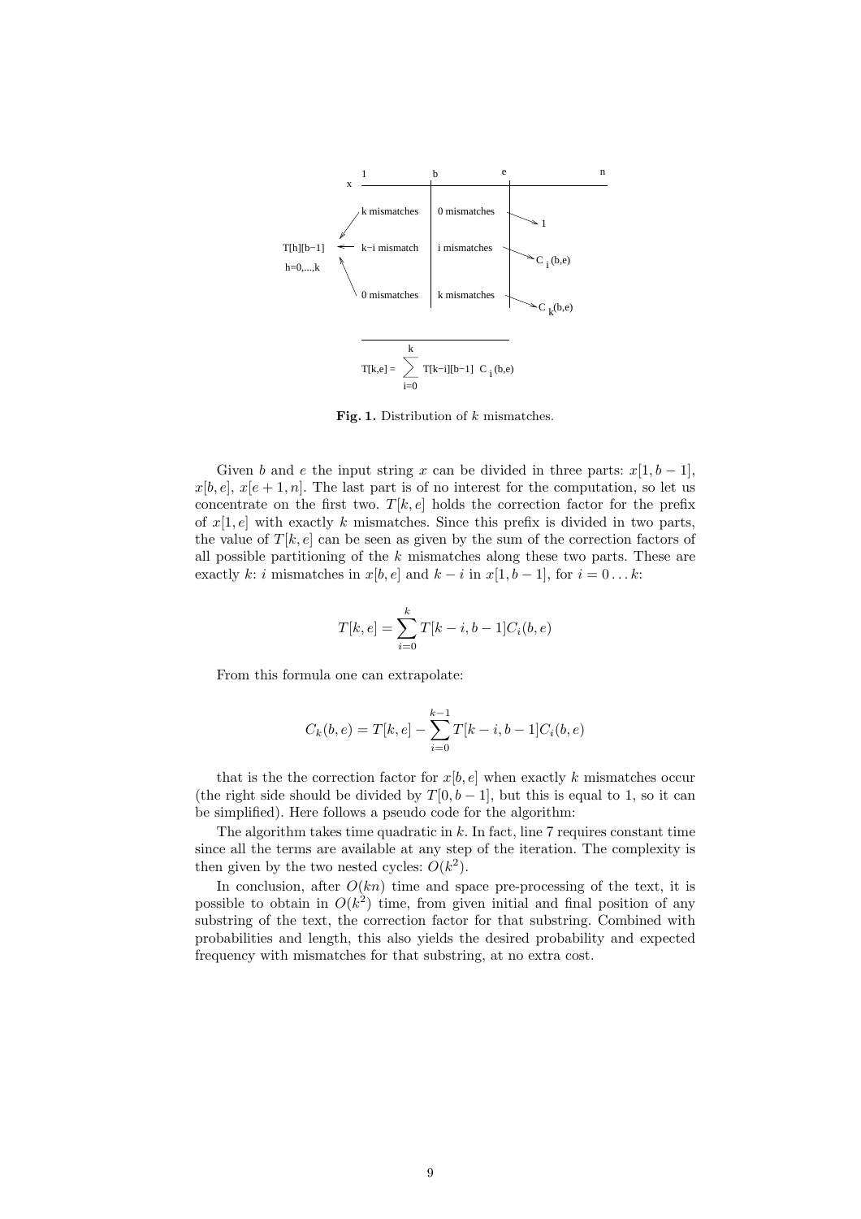**Fig. 1.** Distribution of $k$ mismatches.

Given $b$ and $e$ the input string $x$ can be divided in three parts: $x[1, b-1]$, $x[b, e]$, $x[e+1, n]$. The last part is of no interest for the computation, so let us concentrate on the first two. $T[k, e]$ holds the correction factor for the prefix of $x[1, e]$ with exactly $k$ mismatches. Since this prefix is divided in two parts, the value of $T[k, e]$ can be seen as given by the sum of the correction factors of all possible partitioning of the $k$ mismatches along these two parts. These are exactly $k$: $i$ mismatches in $x[b, e]$ and $k-i$ in $x[1, b-1]$, for $i = 0 \ldots k$:

$$T[k, e] = \sum_{i=0}^{k} T[k-i, b-1] C_i(b, e)$$

From this formula one can extrapolate:

$$C_k(b, e) = T[k, e] - \sum_{i=0}^{k-1} T[k-i, b-1] C_i(b, e)$$

that is the the correction factor for $x[b, e]$ when exactly $k$ mismatches occur (the right side should be divided by $T[0, b-1]$, but this is equal to 1, so it can be simplified). Here follows a pseudo code for the algorithm:

The algorithm takes time quadratic in $k$. In fact, line 7 requires constant time since all the terms are available at any step of the iteration. The complexity is then given by the two nested cycles: $O(k^2)$.

In conclusion, after $O(kn)$ time and space pre-processing of the text, it is possible to obtain in $O(k^2)$ time, from given initial and final position of any substring of the text, the correction factor for that substring. Combined with probabilities and length, this also yields the desired probability and expected frequency with mismatches for that substring, at no extra cost.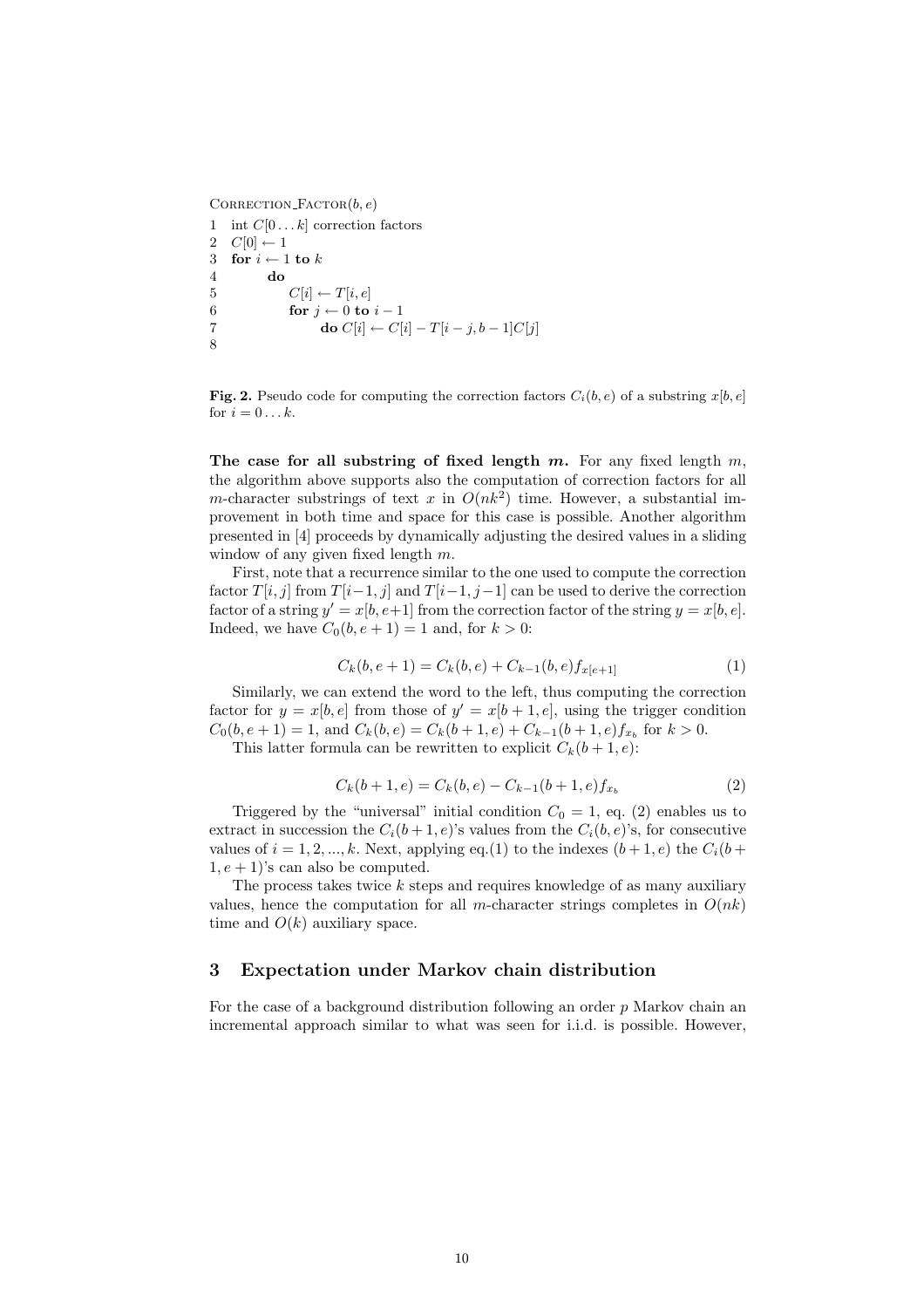```
Correction_Factor(b, e)
1  int C[0 . . . k] correction factors
2  C[0] ← 1
3  for i ← 1 to k
4      do
5          C[i] ← T[i, e]
6          for j ← 0 to i − 1
7              do C[i] ← C[i] − T[i − j, b − 1]C[j]
8
```

**Fig. 2.** Pseudo code for computing the correction factors $C_i(b, e)$ of a substring $x[b, e]$ for $i = 0 \dots k$.

**The case for all substring of fixed length $m$.** For any fixed length $m$, the algorithm above supports also the computation of correction factors for all $m$-character substrings of text $x$ in $O(nk^2)$ time. However, a substantial improvement in both time and space for this case is possible. Another algorithm presented in [4] proceeds by dynamically adjusting the desired values in a sliding window of any given fixed length $m$.

First, note that a recurrence similar to the one used to compute the correction factor $T[i, j]$ from $T[i-1, j]$ and $T[i-1, j-1]$ can be used to derive the correction factor of a string $y' = x[b, e+1]$ from the correction factor of the string $y = x[b, e]$. Indeed, we have $C_0(b, e+1) = 1$ and, for $k > 0$:

$$C_k(b, e+1) = C_k(b, e) + C_{k-1}(b, e) f_{x[e+1]} \tag{1}$$

Similarly, we can extend the word to the left, thus computing the correction factor for $y = x[b, e]$ from those of $y' = x[b+1, e]$, using the trigger condition $C_0(b, e+1) = 1$, and $C_k(b, e) = C_k(b+1, e) + C_{k-1}(b+1, e) f_{x_b}$ for $k > 0$.

This latter formula can be rewritten to explicit $C_k(b+1, e)$:

$$C_k(b+1, e) = C_k(b, e) - C_{k-1}(b+1, e) f_{x_b} \tag{2}$$

Triggered by the "universal" initial condition $C_0 = 1$, eq. (2) enables us to extract in succession the $C_i(b+1, e)$'s values from the $C_i(b, e)$'s, for consecutive values of $i = 1, 2, ..., k$. Next, applying eq.(1) to the indexes $(b+1, e)$ the $C_i(b+1, e+1)$'s can also be computed.

The process takes twice $k$ steps and requires knowledge of as many auxiliary values, hence the computation for all $m$-character strings completes in $O(nk)$ time and $O(k)$ auxiliary space.

## 3 Expectation under Markov chain distribution

For the case of a background distribution following an order $p$ Markov chain an incremental approach similar to what was seen for i.i.d. is possible. However,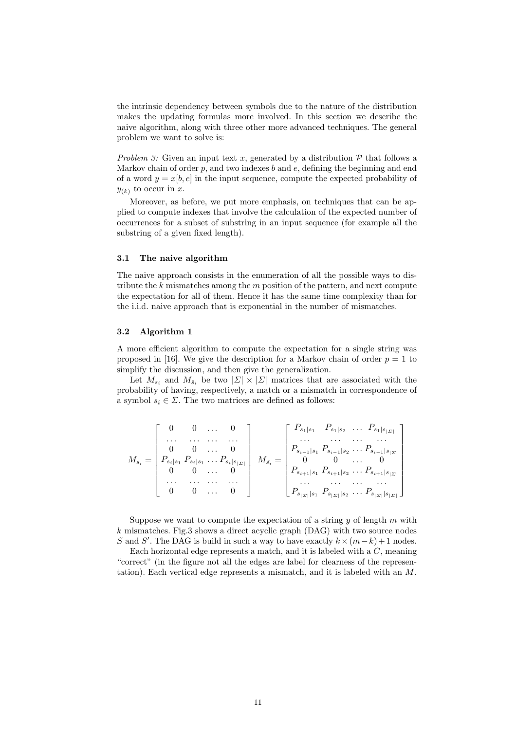the intrinsic dependency between symbols due to the nature of the distribution makes the updating formulas more involved. In this section we describe the naive algorithm, along with three other more advanced techniques. The general problem we want to solve is:

*Problem 3:* Given an input text $x$, generated by a distribution $\mathcal{P}$ that follows a Markov chain of order $p$, and two indexes $b$ and $e$, defining the beginning and end of a word $y = x[b, e]$ in the input sequence, compute the expected probability of $y_{(k)}$ to occur in $x$.

Moreover, as before, we put more emphasis, on techniques that can be applied to compute indexes that involve the calculation of the expected number of occurrences for a subset of substring in an input sequence (for example all the substring of a given fixed length).

### 3.1 The naive algorithm

The naive approach consists in the enumeration of all the possible ways to distribute the $k$ mismatches among the $m$ position of the pattern, and next compute the expectation for all of them. Hence it has the same time complexity than for the i.i.d. naive approach that is exponential in the number of mismatches.

### 3.2 Algorithm 1

A more efficient algorithm to compute the expectation for a single string was proposed in [16]. We give the description for a Markov chain of order $p = 1$ to simplify the discussion, and then give the generalization.

Let $M_{s_i}$ and $M_{\bar{s}_i}$ be two $|\Sigma| \times |\Sigma|$ matrices that are associated with the probability of having, respectively, a match or a mismatch in correspondence of a symbol $s_i \in \Sigma$. The two matrices are defined as follows:

$$
M_{s_i} = \begin{bmatrix} 0 & 0 & \dots & 0 \\ \dots & \dots & \dots & \dots \\ 0 & 0 & \dots & 0 \\ P_{s_i|s_1} & P_{s_i|s_1} & \dots & P_{s_i|s_{|\Sigma|}} \\ 0 & 0 & \dots & 0 \\ \dots & \dots & \dots & \dots \\ 0 & 0 & \dots & 0 \end{bmatrix} \quad M_{\bar{s_i}} = \begin{bmatrix} P_{s_1|s_1} & P_{s_1|s_2} & \dots & P_{s_1|s_{|\Sigma|}} \\ \dots & \dots & \dots & \dots \\ P_{s_{i-1}|s_1} & P_{s_{i-1}|s_2} & \dots & P_{s_{i-1}|s_{|\Sigma|}} \\ 0 & 0 & \dots & 0 \\ P_{s_{i+1}|s_1} & P_{s_{i+1}|s_2} & \dots & P_{s_{i+1}|s_{|\Sigma|}} \\ \dots & \dots & \dots & \dots \\ P_{s_{|\Sigma|}|s_1} & P_{s_{|\Sigma|}|s_2} & \dots & P_{s_{|\Sigma|}|s_{|\Sigma|}} \end{bmatrix}
$$

Suppose we want to compute the expectation of a string $y$ of length $m$ with $k$ mismatches. Fig.3 shows a direct acyclic graph (DAG) with two source nodes $S$ and $S'$. The DAG is build in such a way to have exactly $k \times (m-k)+1$ nodes.

Each horizontal edge represents a match, and it is labeled with a $C$, meaning "correct" (in the figure not all the edges are label for clearness of the representation). Each vertical edge represents a mismatch, and it is labeled with an $M$.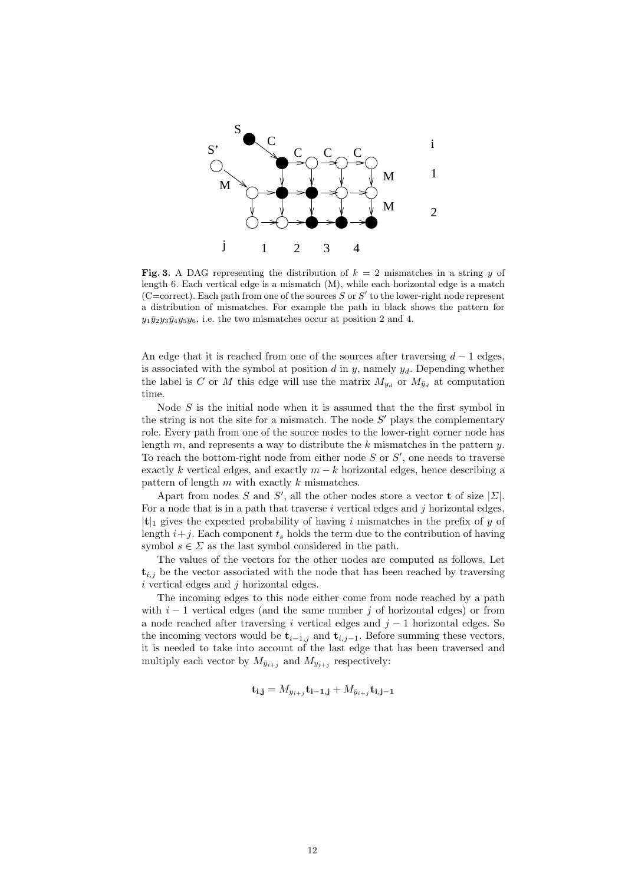**Fig. 3.** A DAG representing the distribution of $k = 2$ mismatches in a string $y$ of length 6. Each vertical edge is a mismatch (M), while each horizontal edge is a match (C=correct). Each path from one of the sources $S$ or $S'$ to the lower-right node represent a distribution of mismatches. For example the path in black shows the pattern for $y_1\bar{y}_2y_3\bar{y}_4y_5y_6$, i.e. the two mismatches occur at position 2 and 4.

An edge that it is reached from one of the sources after traversing $d-1$ edges, is associated with the symbol at position $d$ in $y$, namely $y_d$. Depending whether the label is $C$ or $M$ this edge will use the matrix $M_{y_d}$ or $M_{\bar{y}_d}$ at computation time.

Node $S$ is the initial node when it is assumed that the the first symbol in the string is not the site for a mismatch. The node $S'$ plays the complementary role. Every path from one of the source nodes to the lower-right corner node has length $m$, and represents a way to distribute the $k$ mismatches in the pattern $y$. To reach the bottom-right node from either node $S$ or $S'$, one needs to traverse exactly $k$ vertical edges, and exactly $m-k$ horizontal edges, hence describing a pattern of length $m$ with exactly $k$ mismatches.

Apart from nodes $S$ and $S'$, all the other nodes store a vector $\mathbf{t}$ of size $|\Sigma|$. For a node that is in a path that traverse $i$ vertical edges and $j$ horizontal edges, $|\mathbf{t}|_1$ gives the expected probability of having $i$ mismatches in the prefix of $y$ of length $i+j$. Each component $t_s$ holds the term due to the contribution of having symbol $s \in \Sigma$ as the last symbol considered in the path.

The values of the vectors for the other nodes are computed as follows. Let $\mathbf{t}_{i,j}$ be the vector associated with the node that has been reached by traversing $i$ vertical edges and $j$ horizontal edges.

The incoming edges to this node either come from node reached by a path with $i-1$ vertical edges (and the same number $j$ of horizontal edges) or from a node reached after traversing $i$ vertical edges and $j-1$ horizontal edges. So the incoming vectors would be $\mathbf{t}_{i-1,j}$ and $\mathbf{t}_{i,j-1}$. Before summing these vectors, it is needed to take into account of the last edge that has been traversed and multiply each vector by $M_{\bar{y}_{i+j}}$ and $M_{y_{i+j}}$ respectively:

$$\mathbf{t_{i,j}} = M_{y_{i+j}}\mathbf{t_{i-1,j}} + M_{\bar{y}_{i+j}}\mathbf{t_{i,j-1}}$$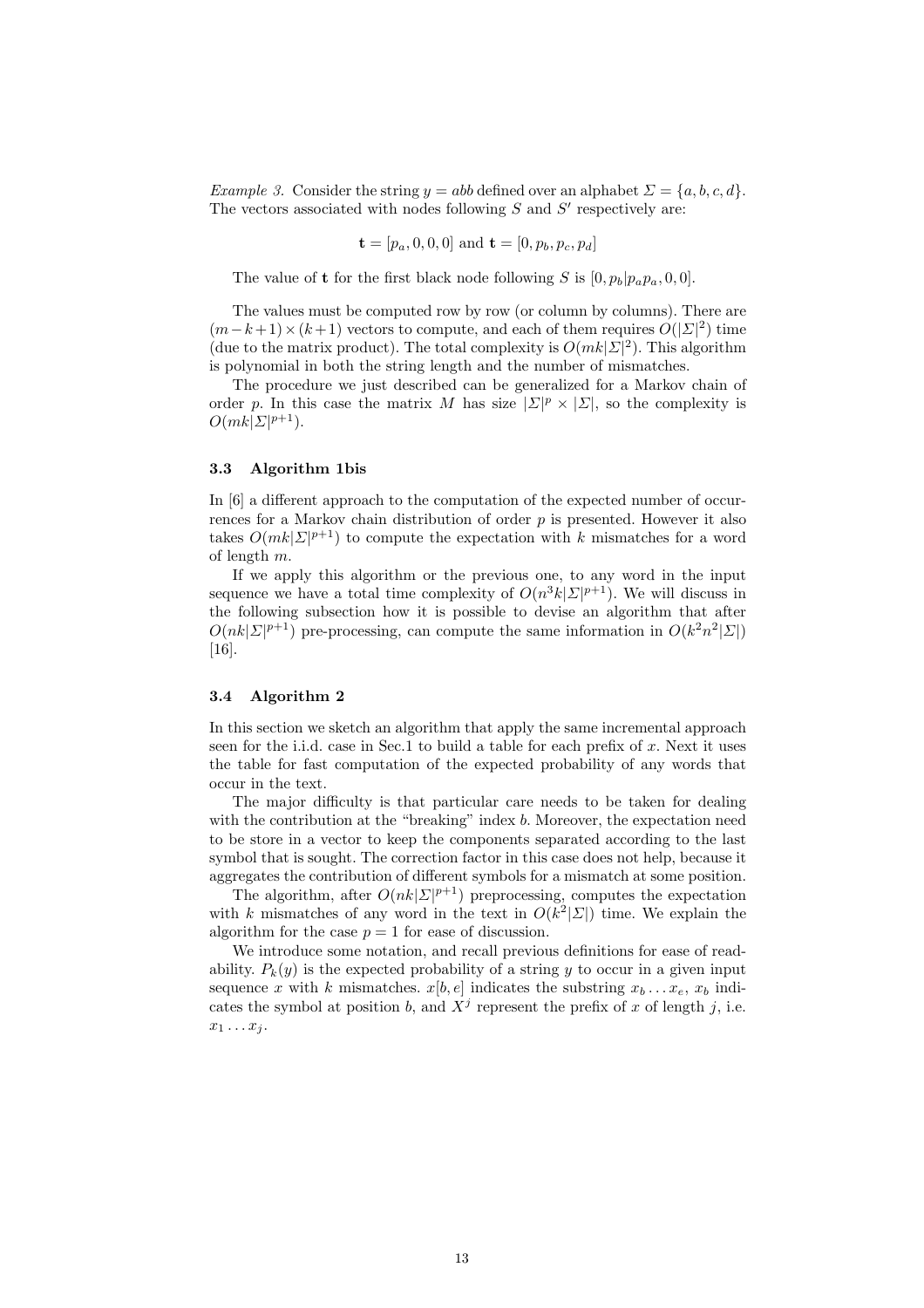*Example 3.* Consider the string $y = abb$ defined over an alphabet $\Sigma = \{a, b, c, d\}$. The vectors associated with nodes following $S$ and $S'$ respectively are:

$$\mathbf{t} = [p_a, 0, 0, 0] \text{ and } \mathbf{t} = [0, p_b, p_c, p_d]$$

The value of $\mathbf{t}$ for the first black node following $S$ is $[0, p_b|p_a p_a, 0, 0]$.

The values must be computed row by row (or column by columns). There are $(m-k+1) \times (k+1)$ vectors to compute, and each of them requires $O(|\Sigma|^2)$ time (due to the matrix product). The total complexity is $O(mk|\Sigma|^2)$. This algorithm is polynomial in both the string length and the number of mismatches.

The procedure we just described can be generalized for a Markov chain of order $p$. In this case the matrix $M$ has size $|\Sigma|^p \times |\Sigma|$, so the complexity is $O(mk|\Sigma|^{p+1})$.

### 3.3 Algorithm 1bis

In [6] a different approach to the computation of the expected number of occurrences for a Markov chain distribution of order $p$ is presented. However it also takes $O(mk|\Sigma|^{p+1})$ to compute the expectation with $k$ mismatches for a word of length $m$.

If we apply this algorithm or the previous one, to any word in the input sequence we have a total time complexity of $O(n^3 k|\Sigma|^{p+1})$. We will discuss in the following subsection how it is possible to devise an algorithm that after $O(nk|\Sigma|^{p+1})$ pre-processing, can compute the same information in $O(k^2 n^2 |\Sigma|)$ [16].

### 3.4 Algorithm 2

In this section we sketch an algorithm that apply the same incremental approach seen for the i.i.d. case in Sec.1 to build a table for each prefix of $x$. Next it uses the table for fast computation of the expected probability of any words that occur in the text.

The major difficulty is that particular care needs to be taken for dealing with the contribution at the "breaking" index $b$. Moreover, the expectation need to be store in a vector to keep the components separated according to the last symbol that is sought. The correction factor in this case does not help, because it aggregates the contribution of different symbols for a mismatch at some position.

The algorithm, after $O(nk|\Sigma|^{p+1})$ preprocessing, computes the expectation with $k$ mismatches of any word in the text in $O(k^2|\Sigma|)$ time. We explain the algorithm for the case $p = 1$ for ease of discussion.

We introduce some notation, and recall previous definitions for ease of readability. $P_k(y)$ is the expected probability of a string $y$ to occur in a given input sequence $x$ with $k$ mismatches. $x[b, e]$ indicates the substring $x_b \dots x_e$, $x_b$ indicates the symbol at position $b$, and $X^j$ represent the prefix of $x$ of length $j$, i.e. $x_1 \dots x_j$.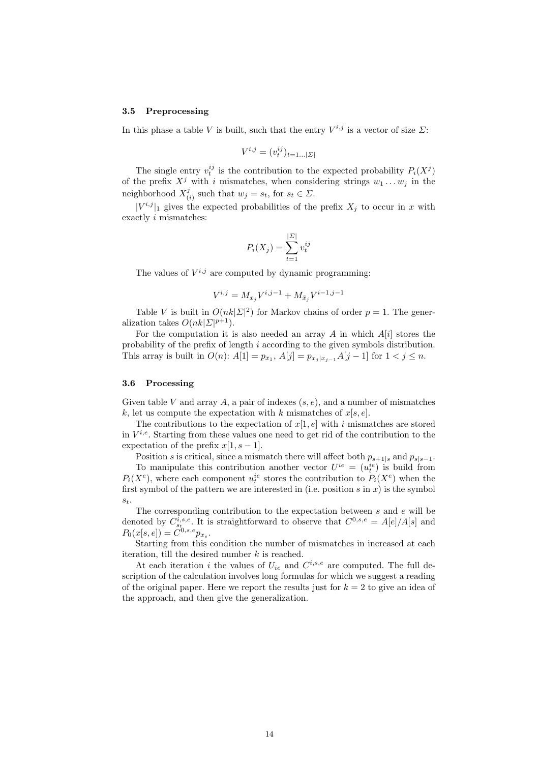### 3.5 Preprocessing

In this phase a table $V$ is built, such that the entry $V^{i,j}$ is a vector of size $\Sigma$:

$$V^{i,j} = (v_t^{ij})_{t=1\ldots|\Sigma|}$$

The single entry $v_t^{ij}$ is the contribution to the expected probability $P_i(X^j)$ of the prefix $X^j$ with $i$ mismatches, when considering strings $w_1 \ldots w_j$ in the neighborhood $X^j_{(i)}$ such that $w_j = s_t$, for $s_t \in \Sigma$.

$|V^{i,j}|_1$ gives the expected probabilities of the prefix $X_j$ to occur in $x$ with exactly $i$ mismatches:

$$P_i(X_j) = \sum_{t=1}^{|\Sigma|} v_t^{ij}$$

The values of $V^{i,j}$ are computed by dynamic programming:

$$V^{i,j} = M_{x_j} V^{i,j-1} + M_{\bar{x}_j} V^{i-1,j-1}$$

Table $V$ is built in $O(nk|\Sigma|^2)$ for Markov chains of order $p = 1$. The generalization takes $O(nk|\Sigma|^{p+1})$.

For the computation it is also needed an array $A$ in which $A[i]$ stores the probability of the prefix of length $i$ according to the given symbols distribution. This array is built in $O(n)$: $A[1] = p_{x_1}$, $A[j] = p_{x_j|x_{j-1}} A[j-1]$ for $1 < j \leq n$.

### 3.6 Processing

Given table $V$ and array $A$, a pair of indexes $(s, e)$, and a number of mismatches $k$, let us compute the expectation with $k$ mismatches of $x[s, e]$.

The contributions to the expectation of $x[1, e]$ with $i$ mismatches are stored in $V^{i,e}$. Starting from these values one need to get rid of the contribution to the expectation of the prefix $x[1, s-1]$.

Position $s$ is critical, since a mismatch there will affect both $p_{s+1|s}$ and $p_{s|s-1}$.

To manipulate this contribution another vector $U^{ie} = (u_t^{ie})$ is build from $P_i(X^e)$, where each component $u_t^{ie}$ stores the contribution to $P_i(X^e)$ when the first symbol of the pattern we are interested in (i.e. position $s$ in $x$) is the symbol $s_t$.

The corresponding contribution to the expectation between $s$ and $e$ will be denoted by $C_{s_t}^{i,s,e}$. It is straightforward to observe that $C^{0,s,e} = A[e]/A[s]$ and $P_0(x[s, e]) = C^{0,s,e} p_{x_s}$.

Starting from this condition the number of mismatches in increased at each iteration, till the desired number $k$ is reached.

At each iteration $i$ the values of $U_{ie}$ and $C^{i,s,e}$ are computed. The full description of the calculation involves long formulas for which we suggest a reading of the original paper. Here we report the results just for $k = 2$ to give an idea of the approach, and then give the generalization.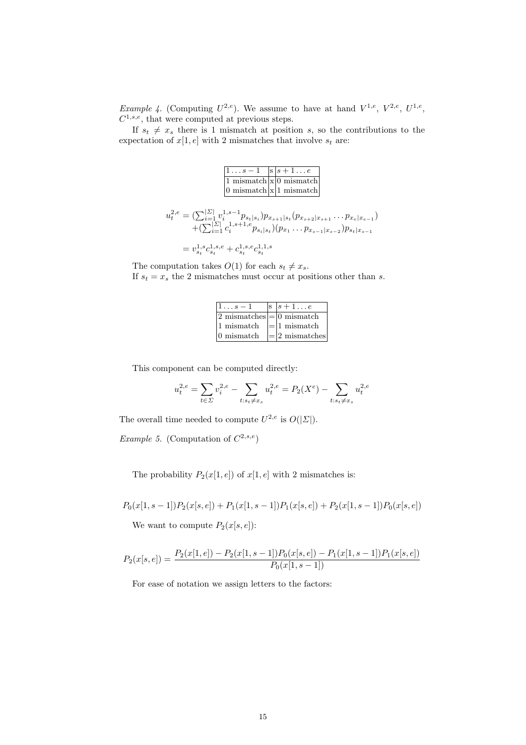*Example 4.* (Computing $U^{2,e}$). We assume to have at hand $V^{1,e}$, $V^{2,e}$, $U^{1,e}$, $C^{1,s,e}$, that were computed at previous steps.

If $s_t \neq x_s$ there is 1 mismatch at position $s$, so the contributions to the expectation of $x[1,e]$ with 2 mismatches that involve $s_t$ are:

| $1 \ldots s-1$ | s | $s+1 \ldots e$ |
|---|---|---|
| 1 mismatch | x | 0 mismatch |
| 0 mismatch | x | 1 mismatch |

$$
\begin{aligned}
u_t^{2,e} &= (\sum_{i=1}^{|\Sigma|} v_i^{1,s-1} p_{s_t|s_i}) p_{x_{s+1}|s_t} (p_{x_{s+2}|x_{s+1}} \ldots p_{x_e|x_{e-1}}) \\
&\quad + (\sum_{i=1}^{|\Sigma|} c_i^{1,s+1,e} p_{s_i|s_t}) (p_{x_1} \ldots p_{x_{s-1}|x_{s-2}}) p_{s_t|x_{s-1}} \\
&= v_{s_t}^{1,s} c_{s_t}^{1,s,e} + c_{s_t}^{1,s,e} c_{s_t}^{1,1,s}
\end{aligned}
$$

The computation takes $O(1)$ for each $s_t \neq x_s$.
If $s_t = x_s$ the 2 mismatches must occur at positions other than $s$.

| $1 \ldots s-1$ | s | $s+1 \ldots e$ |
|---|---|---|
| 2 mismatches | = | 0 mismatch |
| 1 mismatch | = | 1 mismatch |
| 0 mismatch | = | 2 mismatches |

This component can be computed directly:

$$
u_t^{2,e} = \sum_{t \in \Sigma} v_i^{2,e} - \sum_{t: s_t \neq x_s} u_t^{2,e} = P_2(X^e) - \sum_{t: s_t \neq x_s} u_t^{2,e}
$$

The overall time needed to compute $U^{2,e}$ is $O(|\Sigma|)$.

*Example 5.* (Computation of $C^{2,s,e}$)

The probability $P_2(x[1,e])$ of $x[1,e]$ with 2 mismatches is:

$$
P_0(x[1,s-1]) P_2(x[s,e]) + P_1(x[1,s-1]) P_1(x[s,e]) + P_2(x[1,s-1]) P_0(x[s,e])
$$

We want to compute $P_2(x[s,e])$:

$$
P_2(x[s,e]) = \frac{P_2(x[1,e]) - P_2(x[1,s-1]) P_0(x[s,e]) - P_1(x[1,s-1]) P_1(x[s,e])}{P_0(x[1,s-1])}
$$

For ease of notation we assign letters to the factors: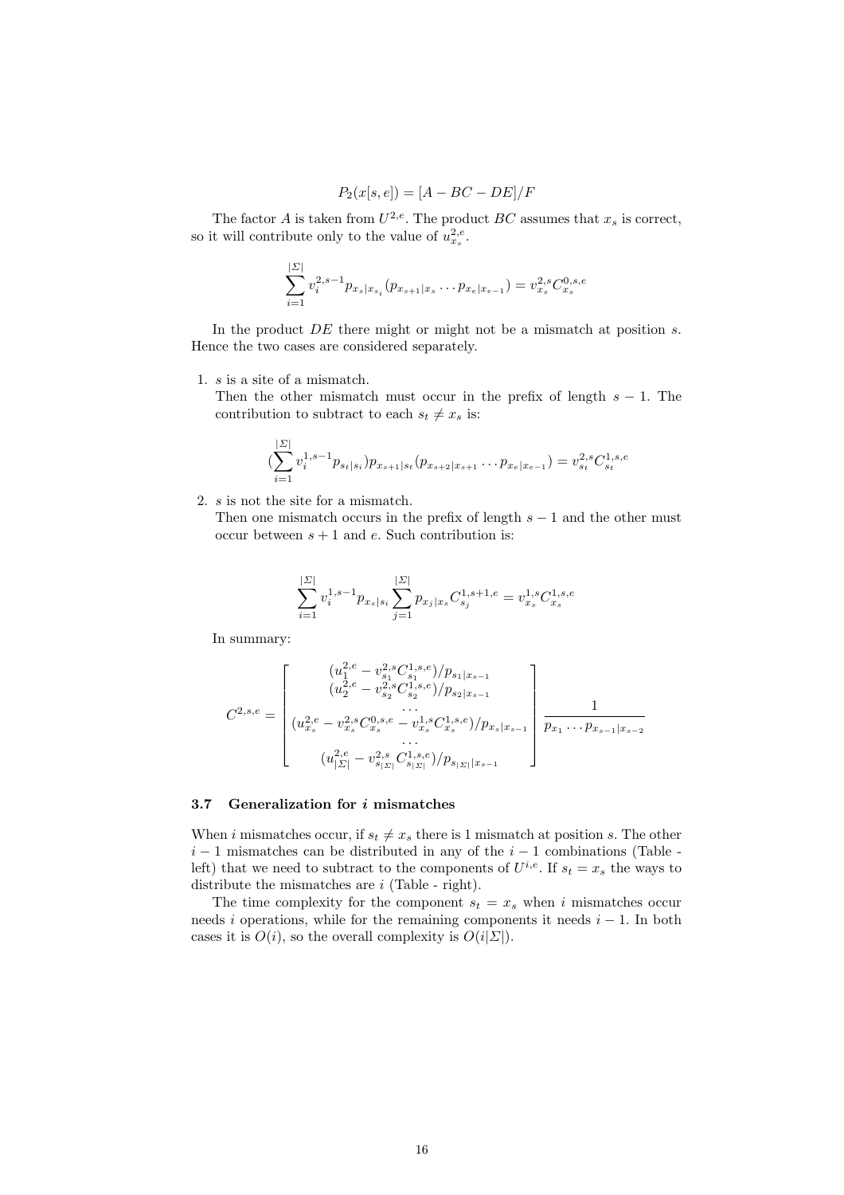$$P_2(x[s,e]) = [A - BC - DE]/F$$

The factor $A$ is taken from $U^{2,e}$. The product $BC$ assumes that $x_s$ is correct, so it will contribute only to the value of $u^{2,e}_{x_s}$.

$$\sum_{i=1}^{|\Sigma|} v_i^{2,s-1} p_{x_s|x_{s_i}} (p_{x_{s+1}|x_s} \dots p_{x_e|x_{e-1}}) = v^{2,s}_{x_s} C^{0,s,e}_{x_s}$$

In the product $DE$ there might or might not be a mismatch at position $s$. Hence the two cases are considered separately.

1. $s$ is a site of a mismatch.
   Then the other mismatch must occur in the prefix of length $s-1$. The contribution to subtract to each $s_t \neq x_s$ is:

$$(\sum_{i=1}^{|\Sigma|} v_i^{1,s-1} p_{s_t|s_i}) p_{x_{s+1}|s_t} (p_{x_{s+2}|x_{s+1}} \dots p_{x_e|x_{e-1}}) = v^{2,s}_{s_t} C^{1,s,e}_{s_t}$$

2. $s$ is not the site for a mismatch.
   Then one mismatch occurs in the prefix of length $s-1$ and the other must occur between $s+1$ and $e$. Such contribution is:

$$\sum_{i=1}^{|\Sigma|} v_i^{1,s-1} p_{x_s|s_i} \sum_{j=1}^{|\Sigma|} p_{x_j|x_s} C^{1,s+1,e}_{s_j} = v^{1,s}_{x_s} C^{1,s,e}_{x_s}$$

In summary:

$$C^{2,s,e} = \begin{bmatrix} (u^{2,e}_1 - v^{2,s}_{s_1} C^{1,s,e}_{s_1})/p_{s_1|x_{s-1}} \\ (u^{2,e}_2 - v^{2,s}_{s_2} C^{1,s,e}_{s_2})/p_{s_2|x_{s-1}} \\ \dots \\ (u^{2,e}_{x_s} - v^{2,s}_{x_s} C^{0,s,e}_{x_s} - v^{1,s}_{x_s} C^{1,s,e}_{x_s})/p_{x_s|x_{s-1}} \\ \dots \\ (u^{2,e}_{|\Sigma|} - v^{2,s}_{s_{|\Sigma|}} C^{1,s,e}_{s_{|\Sigma|}})/p_{s_{|\Sigma|}|x_{s-1}} \end{bmatrix} \frac{1}{p_{x_1} \dots p_{x_{s-1}|x_{s-2}}}$$

### 3.7 Generalization for $i$ mismatches

When $i$ mismatches occur, if $s_t \neq x_s$ there is 1 mismatch at position $s$. The other $i-1$ mismatches can be distributed in any of the $i-1$ combinations (Table - left) that we need to subtract to the components of $U^{i,e}$. If $s_t = x_s$ the ways to distribute the mismatches are $i$ (Table - right).

The time complexity for the component $s_t = x_s$ when $i$ mismatches occur needs $i$ operations, while for the remaining components it needs $i-1$. In both cases it is $O(i)$, so the overall complexity is $O(i|\Sigma|)$.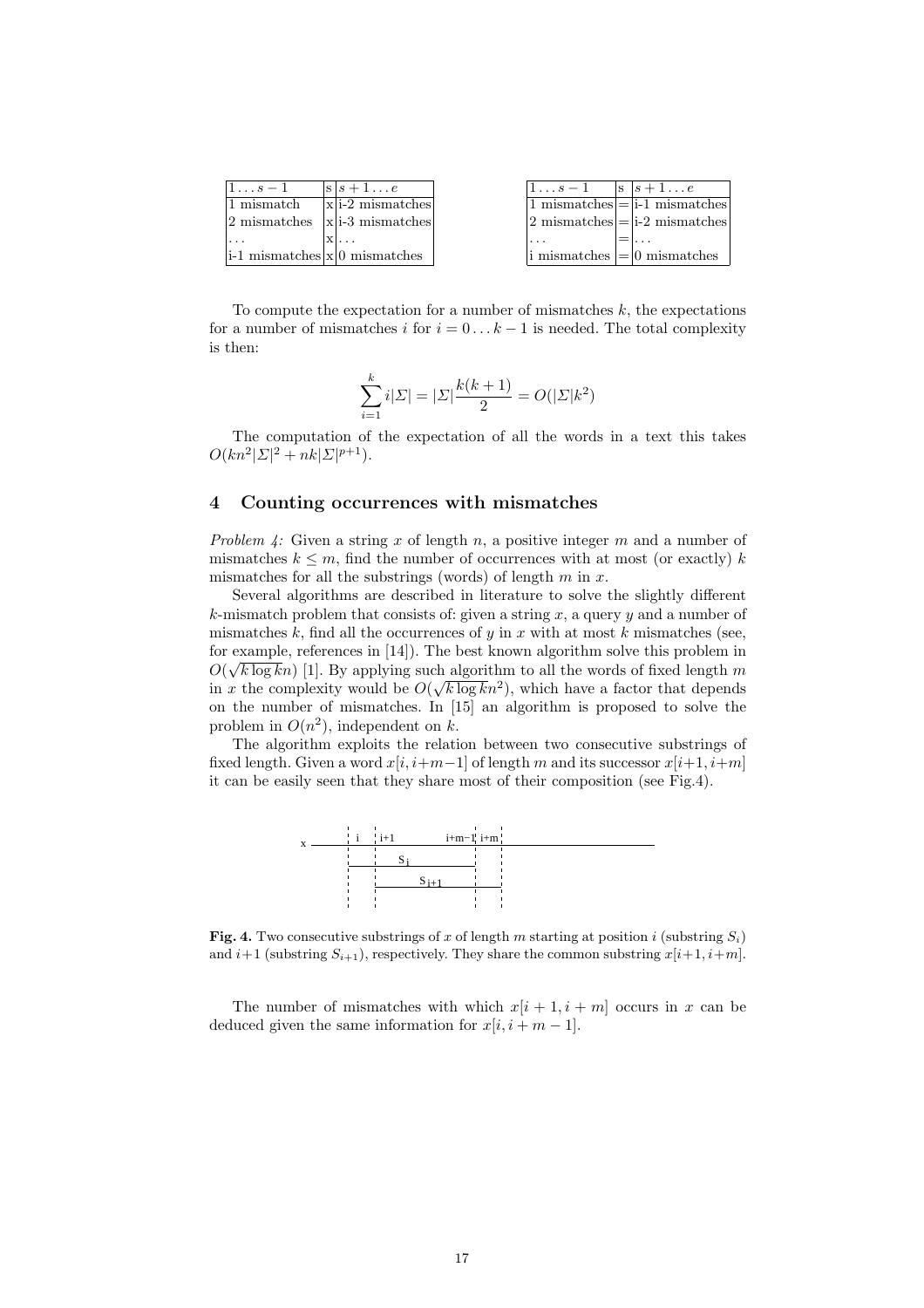| $1 \ldots s-1$ | s | $s+1 \ldots e$ |
|---|---|---|
| 1 mismatch | x | i-2 mismatches |
| 2 mismatches | x | i-3 mismatches |
| ... | x | ... |
| i-1 mismatches | x | 0 mismatches |

| $1 \ldots s-1$ | s | $s+1 \ldots e$ |
|---|---|---|
| 1 mismatches | = | i-1 mismatches |
| 2 mismatches | = | i-2 mismatches |
| ... | = | ... |
| i mismatches | = | 0 mismatches |

To compute the expectation for a number of mismatches $k$, the expectations for a number of mismatches $i$ for $i = 0 \ldots k-1$ is needed. The total complexity is then:

$$\sum_{i=1}^{k} i|\Sigma| = |\Sigma|\frac{k(k+1)}{2} = O(|\Sigma|k^2)$$

The computation of the expectation of all the words in a text this takes $O(kn^2|\Sigma|^2 + nk|\Sigma|^{p+1})$.

## 4 Counting occurrences with mismatches

*Problem 4:* Given a string $x$ of length $n$, a positive integer $m$ and a number of mismatches $k \leq m$, find the number of occurrences with at most (or exactly) $k$ mismatches for all the substrings (words) of length $m$ in $x$.

Several algorithms are described in literature to solve the slightly different $k$-mismatch problem that consists of: given a string $x$, a query $y$ and a number of mismatches $k$, find all the occurrences of $y$ in $x$ with at most $k$ mismatches (see, for example, references in [14]). The best known algorithm solve this problem in $O(\sqrt{k \log k} n)$ [1]. By applying such algorithm to all the words of fixed length $m$ in $x$ the complexity would be $O(\sqrt{k \log k} n^2)$, which have a factor that depends on the number of mismatches. In [15] an algorithm is proposed to solve the problem in $O(n^2)$, independent on $k$.

The algorithm exploits the relation between two consecutive substrings of fixed length. Given a word $x[i, i+m-1]$ of length $m$ and its successor $x[i+1, i+m]$ it can be easily seen that they share most of their composition (see Fig.4).

**Fig. 4.** Two consecutive substrings of $x$ of length $m$ starting at position $i$ (substring $S_i$) and $i+1$ (substring $S_{i+1}$), respectively. They share the common substring $x[i+1, i+m]$.

The number of mismatches with which $x[i+1, i+m]$ occurs in $x$ can be deduced given the same information for $x[i, i+m-1]$.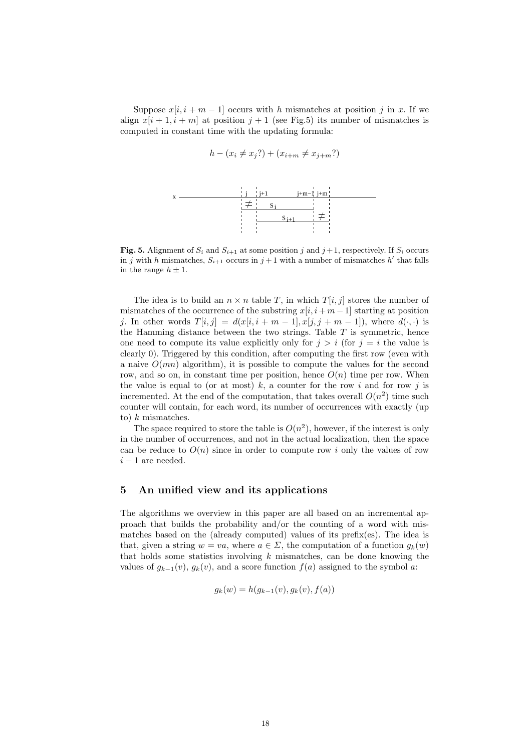Suppose $x[i, i+m-1]$ occurs with $h$ mismatches at position $j$ in $x$. If we align $x[i+1, i+m]$ at position $j+1$ (see Fig.5) its number of mismatches is computed in constant time with the updating formula:

$$h - (x_i \neq x_j?) + (x_{i+m} \neq x_{j+m}?)$$

**Fig. 5.** Alignment of $S_i$ and $S_{i+1}$ at some position $j$ and $j+1$, respectively. If $S_i$ occurs in $j$ with $h$ mismatches, $S_{i+1}$ occurs in $j+1$ with a number of mismatches $h'$ that falls in the range $h \pm 1$.

The idea is to build an $n \times n$ table $T$, in which $T[i, j]$ stores the number of mismatches of the occurrence of the substring $x[i, i+m-1]$ starting at position $j$. In other words $T[i, j] = d(x[i, i+m-1], x[j, j+m-1])$, where $d(\cdot, \cdot)$ is the Hamming distance between the two strings. Table $T$ is symmetric, hence one need to compute its value explicitly only for $j > i$ (for $j = i$ the value is clearly 0). Triggered by this condition, after computing the first row (even with a naive $O(mn)$ algorithm), it is possible to compute the values for the second row, and so on, in constant time per position, hence $O(n)$ time per row. When the value is equal to (or at most) $k$, a counter for the row $i$ and for row $j$ is incremented. At the end of the computation, that takes overall $O(n^2)$ time such counter will contain, for each word, its number of occurrences with exactly (up to) $k$ mismatches.

The space required to store the table is $O(n^2)$, however, if the interest is only in the number of occurrences, and not in the actual localization, then the space can be reduce to $O(n)$ since in order to compute row $i$ only the values of row $i-1$ are needed.

## 5 An unified view and its applications

The algorithms we overview in this paper are all based on an incremental approach that builds the probability and/or the counting of a word with mismatches based on the (already computed) values of its prefix(es). The idea is that, given a string $w = va$, where $a \in \Sigma$, the computation of a function $g_k(w)$ that holds some statistics involving $k$ mismatches, can be done knowing the values of $g_{k-1}(v)$, $g_k(v)$, and a score function $f(a)$ assigned to the symbol $a$:

$$g_k(w) = h(g_{k-1}(v), g_k(v), f(a))$$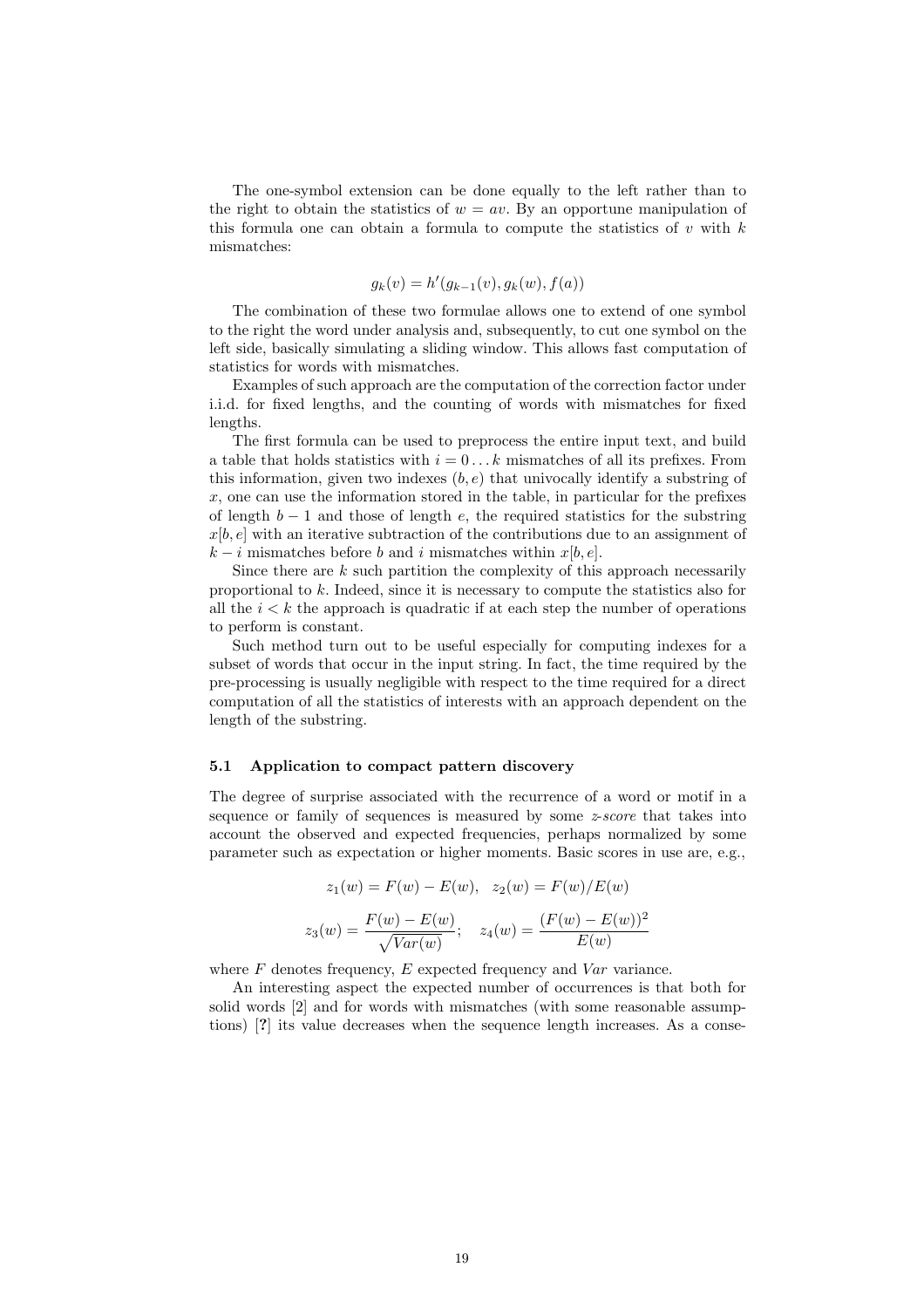The one-symbol extension can be done equally to the left rather than to the right to obtain the statistics of $w = av$. By an opportune manipulation of this formula one can obtain a formula to compute the statistics of $v$ with $k$ mismatches:

$$g_k(v) = h'(g_{k-1}(v), g_k(w), f(a))$$

The combination of these two formulae allows one to extend of one symbol to the right the word under analysis and, subsequently, to cut one symbol on the left side, basically simulating a sliding window. This allows fast computation of statistics for words with mismatches.

Examples of such approach are the computation of the correction factor under i.i.d. for fixed lengths, and the counting of words with mismatches for fixed lengths.

The first formula can be used to preprocess the entire input text, and build a table that holds statistics with $i = 0 \ldots k$ mismatches of all its prefixes. From this information, given two indexes $(b, e)$ that univocally identify a substring of $x$, one can use the information stored in the table, in particular for the prefixes of length $b - 1$ and those of length $e$, the required statistics for the substring $x[b, e]$ with an iterative subtraction of the contributions due to an assignment of $k - i$ mismatches before $b$ and $i$ mismatches within $x[b, e]$.

Since there are $k$ such partition the complexity of this approach necessarily proportional to $k$. Indeed, since it is necessary to compute the statistics also for all the $i < k$ the approach is quadratic if at each step the number of operations to perform is constant.

Such method turn out to be useful especially for computing indexes for a subset of words that occur in the input string. In fact, the time required by the pre-processing is usually negligible with respect to the time required for a direct computation of all the statistics of interests with an approach dependent on the length of the substring.

### 5.1 Application to compact pattern discovery

The degree of surprise associated with the recurrence of a word or motif in a sequence or family of sequences is measured by some *z-score* that takes into account the observed and expected frequencies, perhaps normalized by some parameter such as expectation or higher moments. Basic scores in use are, e.g.,

$$z_1(w) = F(w) - E(w), \quad z_2(w) = F(w)/E(w)$$

$$z_3(w) = \frac{F(w) - E(w)}{\sqrt{Var(w)}}; \quad z_4(w) = \frac{(F(w) - E(w))^2}{E(w)}$$

where $F$ denotes frequency, $E$ expected frequency and $Var$ variance.

An interesting aspect the expected number of occurrences is that both for solid words [2] and for words with mismatches (with some reasonable assumptions) [**?**] its value decreases when the sequence length increases. As a conse-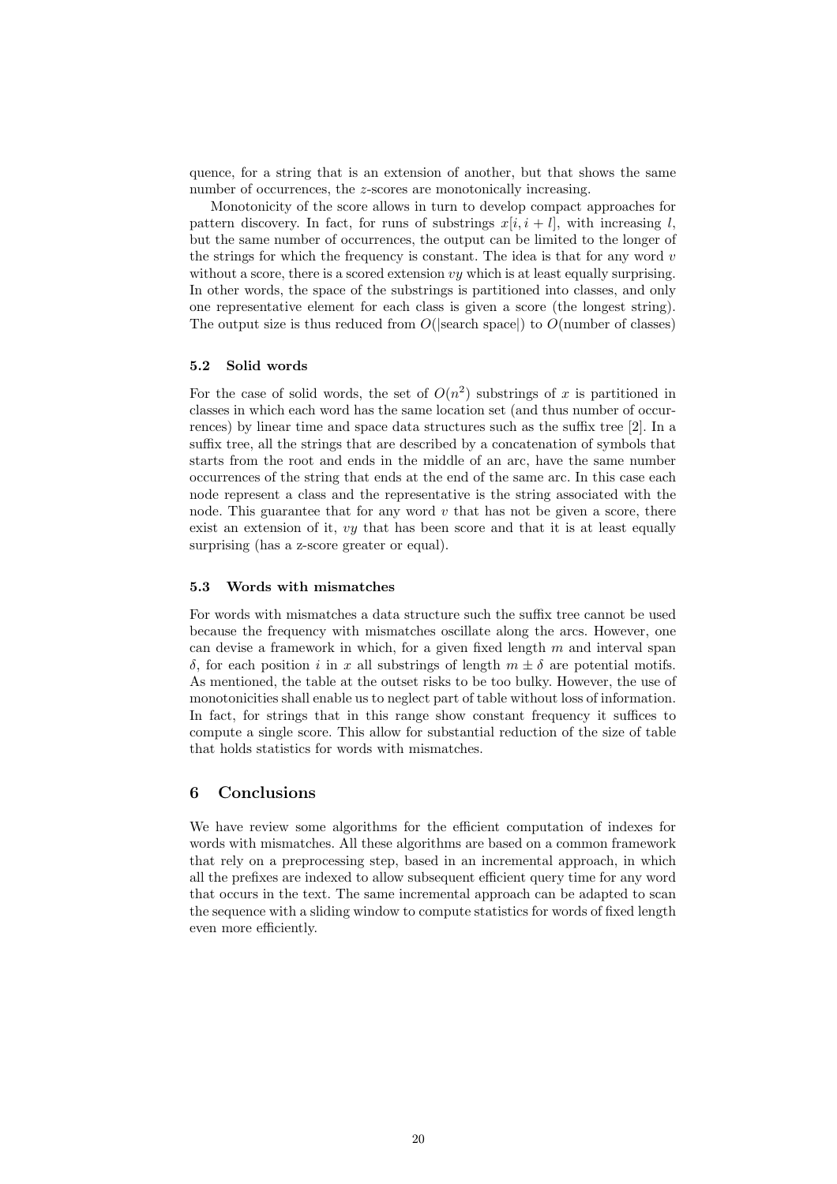quence, for a string that is an extension of another, but that shows the same number of occurrences, the $z$-scores are monotonically increasing.

Monotonicity of the score allows in turn to develop compact approaches for pattern discovery. In fact, for runs of substrings $x[i, i + l]$, with increasing $l$, but the same number of occurrences, the output can be limited to the longer of the strings for which the frequency is constant. The idea is that for any word $v$ without a score, there is a scored extension $vy$ which is at least equally surprising. In other words, the space of the substrings is partitioned into classes, and only one representative element for each class is given a score (the longest string). The output size is thus reduced from $O(|\text{search space}|)$ to $O(\text{number of classes})$

### 5.2 Solid words

For the case of solid words, the set of $O(n^2)$ substrings of $x$ is partitioned in classes in which each word has the same location set (and thus number of occurrences) by linear time and space data structures such as the suffix tree [2]. In a suffix tree, all the strings that are described by a concatenation of symbols that starts from the root and ends in the middle of an arc, have the same number occurrences of the string that ends at the end of the same arc. In this case each node represent a class and the representative is the string associated with the node. This guarantee that for any word $v$ that has not be given a score, there exist an extension of it, $vy$ that has been score and that it is at least equally surprising (has a z-score greater or equal).

### 5.3 Words with mismatches

For words with mismatches a data structure such the suffix tree cannot be used because the frequency with mismatches oscillate along the arcs. However, one can devise a framework in which, for a given fixed length $m$ and interval span $\delta$, for each position $i$ in $x$ all substrings of length $m \pm \delta$ are potential motifs. As mentioned, the table at the outset risks to be too bulky. However, the use of monotonicities shall enable us to neglect part of table without loss of information. In fact, for strings that in this range show constant frequency it suffices to compute a single score. This allow for substantial reduction of the size of table that holds statistics for words with mismatches.

## 6 Conclusions

We have review some algorithms for the efficient computation of indexes for words with mismatches. All these algorithms are based on a common framework that rely on a preprocessing step, based in an incremental approach, in which all the prefixes are indexed to allow subsequent efficient query time for any word that occurs in the text. The same incremental approach can be adapted to scan the sequence with a sliding window to compute statistics for words of fixed length even more efficiently.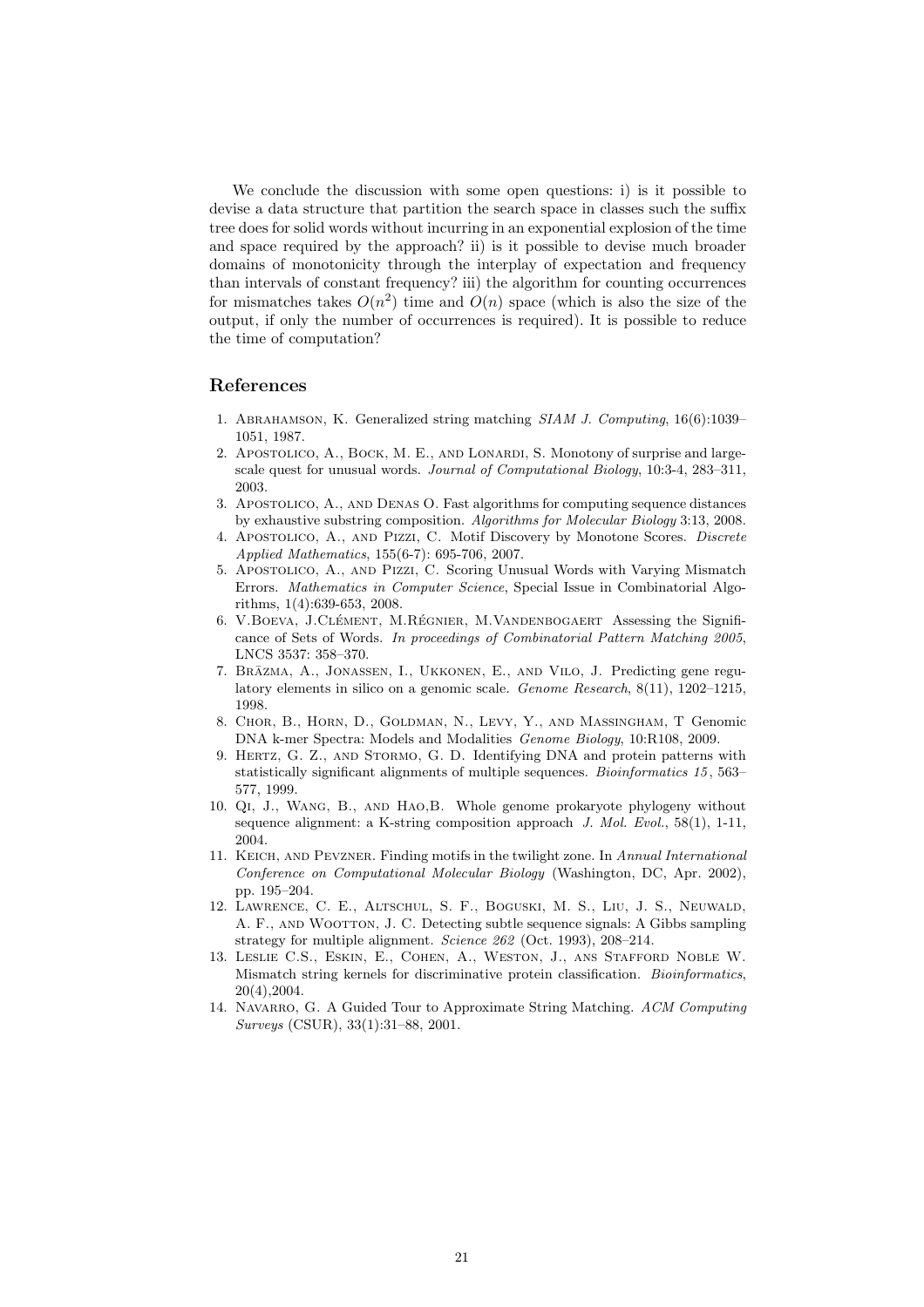We conclude the discussion with some open questions: i) is it possible to devise a data structure that partition the search space in classes such the suffix tree does for solid words without incurring in an exponential explosion of the time and space required by the approach? ii) is it possible to devise much broader domains of monotonicity through the interplay of expectation and frequency than intervals of constant frequency? iii) the algorithm for counting occurrences for mismatches takes $O(n^2)$ time and $O(n)$ space (which is also the size of the output, if only the number of occurrences is required). It is possible to reduce the time of computation?

## References

1. Abrahamson, K. Generalized string matching *SIAM J. Computing*, 16(6):1039–1051, 1987.
2. Apostolico, A., Bock, M. E., and Lonardi, S. Monotony of surprise and large-scale quest for unusual words. *Journal of Computational Biology*, 10:3-4, 283–311, 2003.
3. Apostolico, A., and Denas O. Fast algorithms for computing sequence distances by exhaustive substring composition. *Algorithms for Molecular Biology* 3:13, 2008.
4. Apostolico, A., and Pizzi, C. Motif Discovery by Monotone Scores. *Discrete Applied Mathematics*, 155(6-7): 695-706, 2007.
5. Apostolico, A., and Pizzi, C. Scoring Unusual Words with Varying Mismatch Errors. *Mathematics in Computer Science*, Special Issue in Combinatorial Algorithms, 1(4):639-653, 2008.
6. V.Boeva, J.Clément, M.Régnier, M.Vandenbogaert Assessing the Significance of Sets of Words. *In proceedings of Combinatorial Pattern Matching 2005*, LNCS 3537: 358–370.
7. Brāzma, A., Jonassen, I., Ukkonen, E., and Vilo, J. Predicting gene regulatory elements in silico on a genomic scale. *Genome Research*, 8(11), 1202–1215, 1998.
8. Chor, B., Horn, D., Goldman, N., Levy, Y., and Massingham, T Genomic DNA k-mer Spectra: Models and Modalities *Genome Biology*, 10:R108, 2009.
9. Hertz, G. Z., and Stormo, G. D. Identifying DNA and protein patterns with statistically significant alignments of multiple sequences. *Bioinformatics 15*, 563–577, 1999.
10. Qi, J., Wang, B., and Hao,B. Whole genome prokaryote phylogeny without sequence alignment: a K-string composition approach *J. Mol. Evol.*, 58(1), 1-11, 2004.
11. Keich, and Pevzner. Finding motifs in the twilight zone. In *Annual International Conference on Computational Molecular Biology* (Washington, DC, Apr. 2002), pp. 195–204.
12. Lawrence, C. E., Altschul, S. F., Boguski, M. S., Liu, J. S., Neuwald, A. F., and Wootton, J. C. Detecting subtle sequence signals: A Gibbs sampling strategy for multiple alignment. *Science 262* (Oct. 1993), 208–214.
13. Leslie C.S., Eskin, E., Cohen, A., Weston, J., ans Stafford Noble W. Mismatch string kernels for discriminative protein classification. *Bioinformatics*, 20(4),2004.
14. Navarro, G. A Guided Tour to Approximate String Matching. *ACM Computing Surveys* (CSUR), 33(1):31–88, 2001.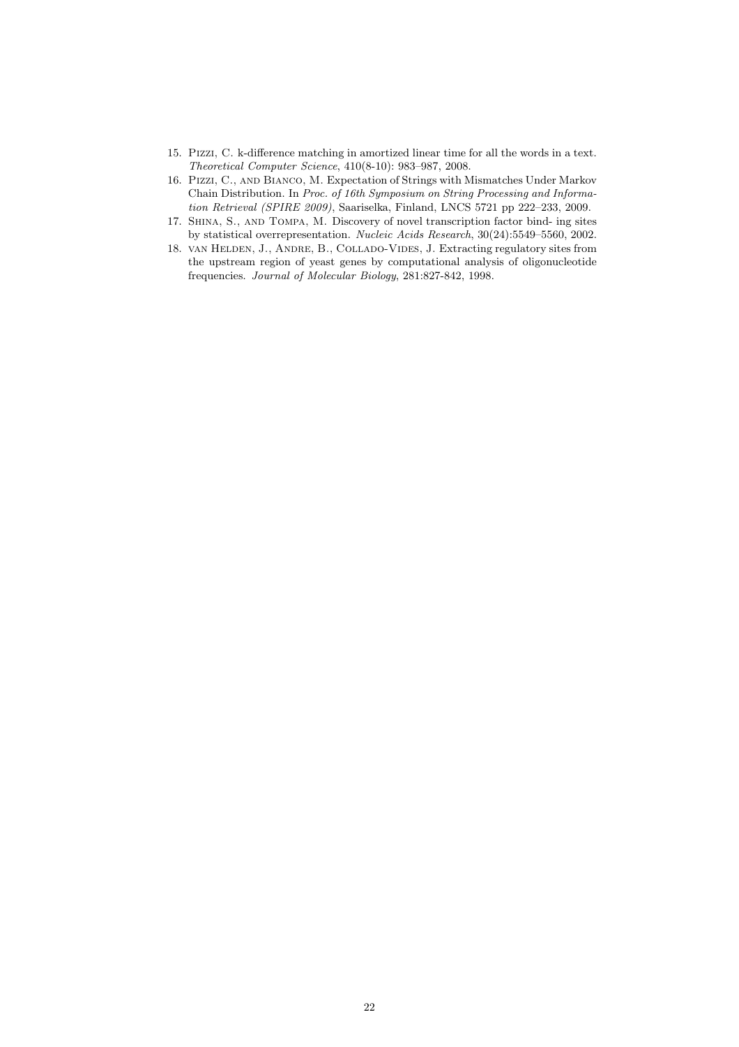15. Pizzi, C. k-difference matching in amortized linear time for all the words in a text. *Theoretical Computer Science*, 410(8-10): 983–987, 2008.
16. Pizzi, C., and Bianco, M. Expectation of Strings with Mismatches Under Markov Chain Distribution. In *Proc. of 16th Symposium on String Processing and Information Retrieval (SPIRE 2009)*, Saariselka, Finland, LNCS 5721 pp 222–233, 2009.
17. Shina, S., and Tompa, M. Discovery of novel transcription factor bind- ing sites by statistical overrepresentation. *Nucleic Acids Research*, 30(24):5549–5560, 2002.
18. van Helden, J., Andre, B., Collado-Vides, J. Extracting regulatory sites from the upstream region of yeast genes by computational analysis of oligonucleotide frequencies. *Journal of Molecular Biology*, 281:827-842, 1998.